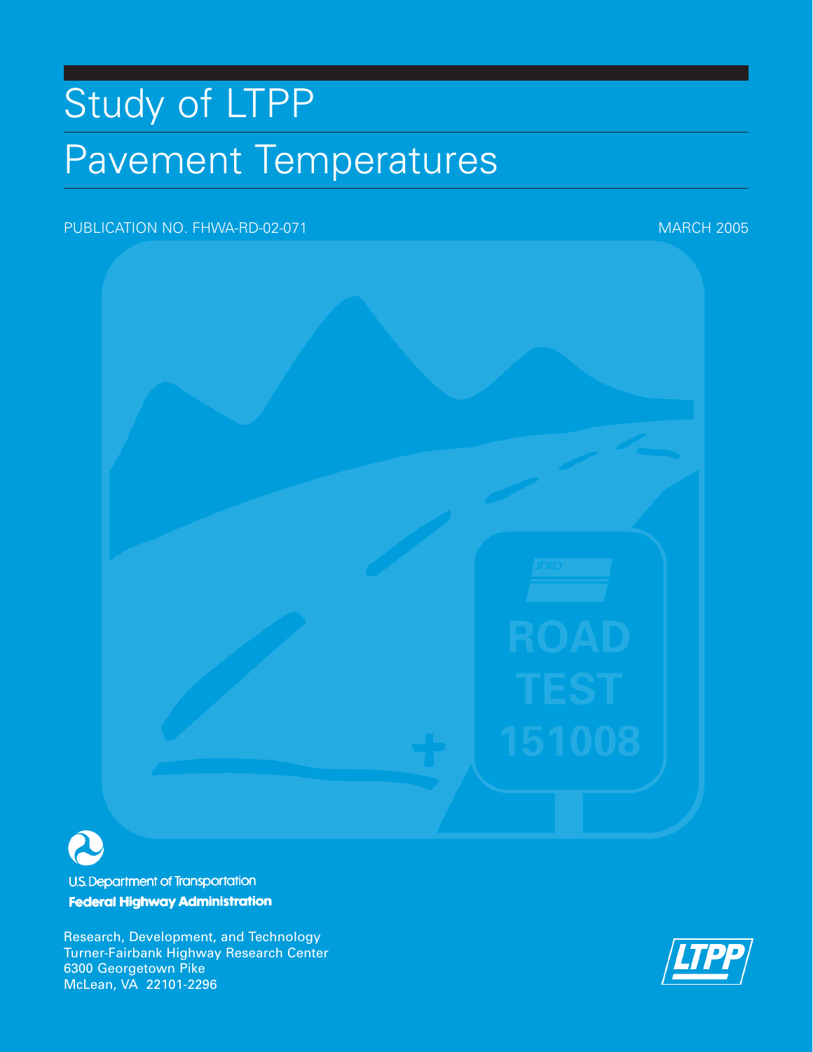# Study of LTPP

# Pavement Temperatures

PUBLICATION NO. FHWA-RD-02-071

MARCH 2005

U.S. Department of Transportation

**Federal Highway Administration**

Research, Development, and Technology
Turner-Fairbank Highway Research Center
6300 Georgetown Pike
McLean, VA 22101-2296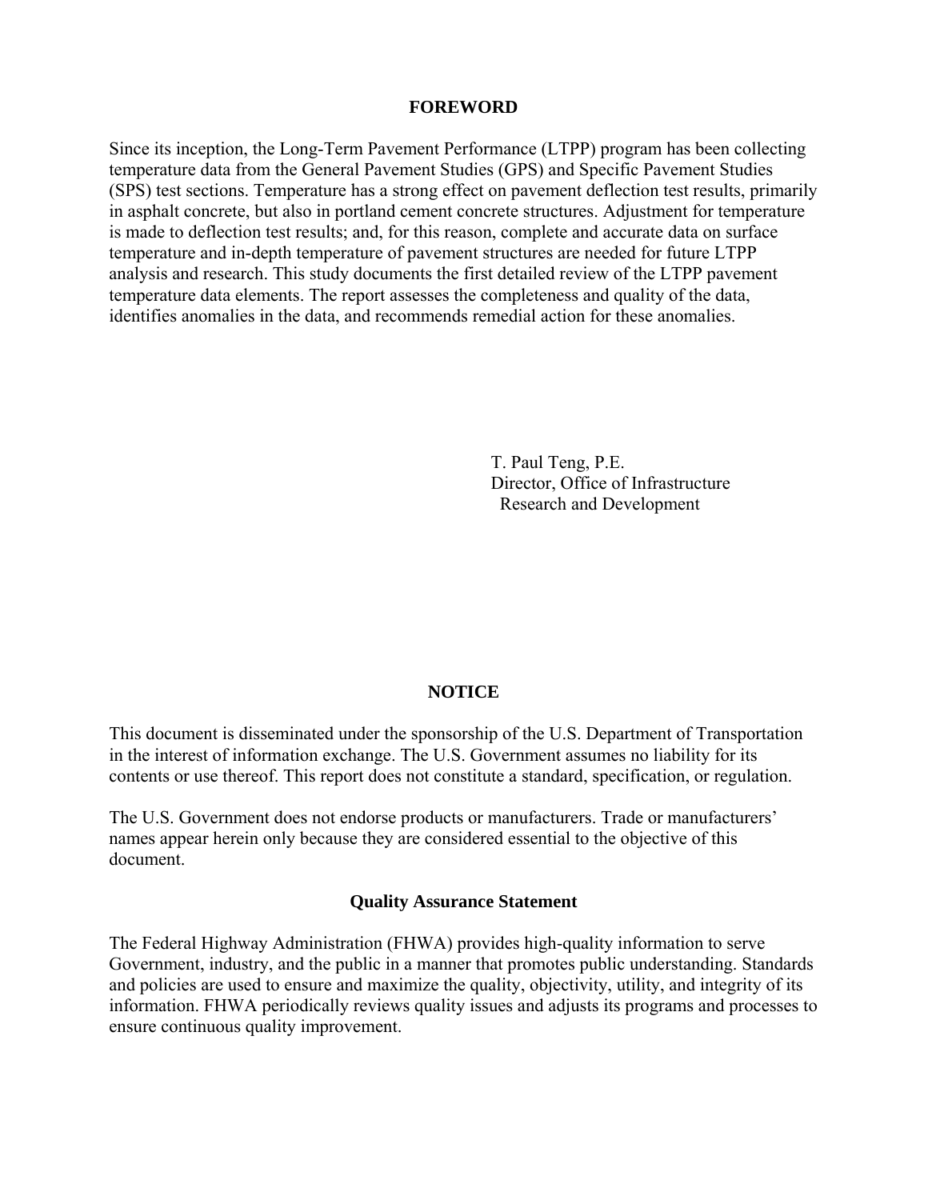# FOREWORD

Since its inception, the Long-Term Pavement Performance (LTPP) program has been collecting temperature data from the General Pavement Studies (GPS) and Specific Pavement Studies (SPS) test sections. Temperature has a strong effect on pavement deflection test results, primarily in asphalt concrete, but also in portland cement concrete structures. Adjustment for temperature is made to deflection test results; and, for this reason, complete and accurate data on surface temperature and in-depth temperature of pavement structures are needed for future LTPP analysis and research. This study documents the first detailed review of the LTPP pavement temperature data elements. The report assesses the completeness and quality of the data, identifies anomalies in the data, and recommends remedial action for these anomalies.

T. Paul Teng, P.E.
Director, Office of Infrastructure
Research and Development

# NOTICE

This document is disseminated under the sponsorship of the U.S. Department of Transportation in the interest of information exchange. The U.S. Government assumes no liability for its contents or use thereof. This report does not constitute a standard, specification, or regulation.

The U.S. Government does not endorse products or manufacturers. Trade or manufacturers' names appear herein only because they are considered essential to the objective of this document.

## Quality Assurance Statement

The Federal Highway Administration (FHWA) provides high-quality information to serve Government, industry, and the public in a manner that promotes public understanding. Standards and policies are used to ensure and maximize the quality, objectivity, utility, and integrity of its information. FHWA periodically reviews quality issues and adjusts its programs and processes to ensure continuous quality improvement.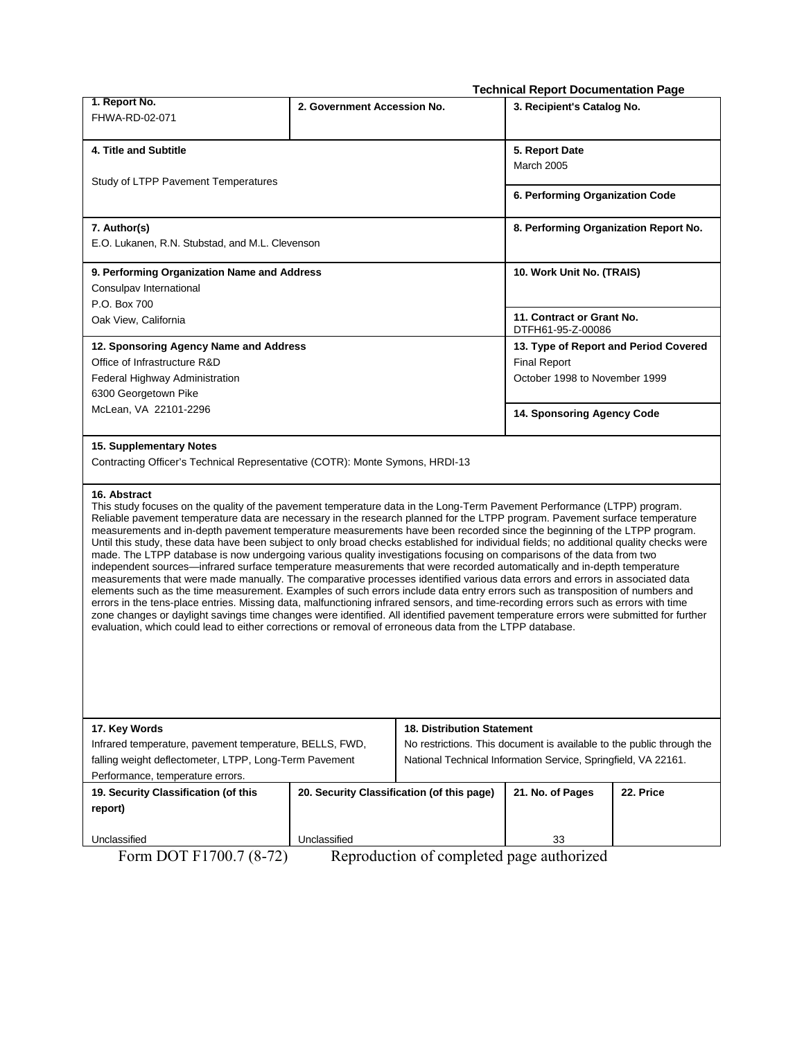**Technical Report Documentation Page**

| 1. Report No.<br>FHWA-RD-02-071 | 2. Government Accession No. | 3. Recipient's Catalog No. |
|---|---|---|
| 4. Title and Subtitle<br>Study of LTPP Pavement Temperatures | | 5. Report Date<br>March 2005 |
| | | 6. Performing Organization Code |
| 7. Author(s)<br>E.O. Lukanen, R.N. Stubstad, and M.L. Clevenson | | 8. Performing Organization Report No. |
| 9. Performing Organization Name and Address<br>Consulpav International<br>P.O. Box 700<br>Oak View, California | | 10. Work Unit No. (TRAIS) |
| | | 11. Contract or Grant No.<br>DTFH61-95-Z-00086 |
| 12. Sponsoring Agency Name and Address<br>Office of Infrastructure R&D<br>Federal Highway Administration<br>6300 Georgetown Pike<br>McLean, VA 22101-2296 | | 13. Type of Report and Period Covered<br>Final Report<br>October 1998 to November 1999 |
| | | 14. Sponsoring Agency Code |

**15. Supplementary Notes**

Contracting Officer's Technical Representative (COTR): Monte Symons, HRDI-13

**16. Abstract**

This study focuses on the quality of the pavement temperature data in the Long-Term Pavement Performance (LTPP) program. Reliable pavement temperature data are necessary in the research planned for the LTPP program. Pavement surface temperature measurements and in-depth pavement temperature measurements have been recorded since the beginning of the LTPP program. Until this study, these data have been subject to only broad checks established for individual fields; no additional quality checks were made. The LTPP database is now undergoing various quality investigations focusing on comparisons of the data from two independent sources—infrared surface temperature measurements that were recorded automatically and in-depth temperature measurements that were made manually. The comparative processes identified various data errors and errors in associated data elements such as the time measurement. Examples of such errors include data entry errors such as transposition of numbers and errors in the tens-place entries. Missing data, malfunctioning infrared sensors, and time-recording errors such as errors with time zone changes or daylight savings time changes were identified. All identified pavement temperature errors were submitted for further evaluation, which could lead to either corrections or removal of erroneous data from the LTPP database.

| 17. Key Words | 18. Distribution Statement |
|---|---|
| Infrared temperature, pavement temperature, BELLS, FWD, falling weight deflectometer, LTPP, Long-Term Pavement Performance, temperature errors. | No restrictions. This document is available to the public through the National Technical Information Service, Springfield, VA 22161. |

| 19. Security Classification (of this report) | 20. Security Classification (of this page) | 21. No. of Pages | 22. Price |
|---|---|---|---|
| Unclassified | Unclassified | 33 | |

Form DOT F1700.7 (8-72) Reproduction of completed page authorized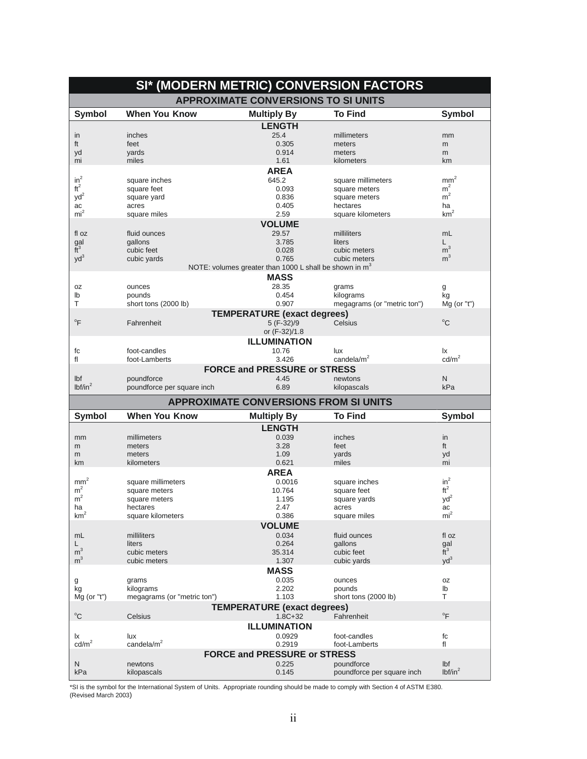# SI* (MODERN METRIC) CONVERSION FACTORS

## APPROXIMATE CONVERSIONS TO SI UNITS

| Symbol | When You Know | Multiply By | To Find | Symbol |
|---|---|---|---|---|
| | | **LENGTH** | | |
| in | inches | 25.4 | millimeters | mm |
| ft | feet | 0.305 | meters | m |
| yd | yards | 0.914 | meters | m |
| mi | miles | 1.61 | kilometers | km |
| | | **AREA** | | |
| $in^2$ | square inches | 645.2 | square millimeters | $mm^2$ |
| $ft^2$ | square feet | 0.093 | square meters | $m^2$ |
| $yd^2$ | square yard | 0.836 | square meters | $m^2$ |
| ac | acres | 0.405 | hectares | ha |
| $mi^2$ | square miles | 2.59 | square kilometers | $km^2$ |
| | | **VOLUME** | | |
| fl oz | fluid ounces | 29.57 | milliliters | mL |
| gal | gallons | 3.785 | liters | L |
| $ft^3$ | cubic feet | 0.028 | cubic meters | $m^3$ |
| $yd^3$ | cubic yards | 0.765 | cubic meters | $m^3$ |
| | | NOTE: volumes greater than 1000 L shall be shown in $m^3$ | | |
| | | **MASS** | | |
| oz | ounces | 28.35 | grams | g |
| lb | pounds | 0.454 | kilograms | kg |
| T | short tons (2000 lb) | 0.907 | megagrams (or "metric ton") | Mg (or "t") |
| | | **TEMPERATURE (exact degrees)** | | |
| °F | Fahrenheit | 5 (F-32)/9 or (F-32)/1.8 | Celsius | °C |
| | | **ILLUMINATION** | | |
| fc | foot-candles | 10.76 | lux | lx |
| fl | foot-Lamberts | 3.426 | candela/$m^2$ | cd/$m^2$ |
| | | **FORCE and PRESSURE or STRESS** | | |
| lbf | poundforce | 4.45 | newtons | N |
| lbf/$in^2$ | poundforce per square inch | 6.89 | kilopascals | kPa |

## APPROXIMATE CONVERSIONS FROM SI UNITS

| Symbol | When You Know | Multiply By | To Find | Symbol |
|---|---|---|---|---|
| | | **LENGTH** | | |
| mm | millimeters | 0.039 | inches | in |
| m | meters | 3.28 | feet | ft |
| m | meters | 1.09 | yards | yd |
| km | kilometers | 0.621 | miles | mi |
| | | **AREA** | | |
| $mm^2$ | square millimeters | 0.0016 | square inches | $in^2$ |
| $m^2$ | square meters | 10.764 | square feet | $ft^2$ |
| $m^2$ | square meters | 1.195 | square yards | $yd^2$ |
| ha | hectares | 2.47 | acres | ac |
| $km^2$ | square kilometers | 0.386 | square miles | $mi^2$ |
| | | **VOLUME** | | |
| mL | milliliters | 0.034 | fluid ounces | fl oz |
| L | liters | 0.264 | gallons | gal |
| $m^3$ | cubic meters | 35.314 | cubic feet | $ft^3$ |
| $m^3$ | cubic meters | 1.307 | cubic yards | $yd^3$ |
| | | **MASS** | | |
| g | grams | 0.035 | ounces | oz |
| kg | kilograms | 2.202 | pounds | lb |
| Mg (or "t") | megagrams (or "metric ton") | 1.103 | short tons (2000 lb) | T |
| | | **TEMPERATURE (exact degrees)** | | |
| °C | Celsius | 1.8C+32 | Fahrenheit | °F |
| | | **ILLUMINATION** | | |
| lx | lux | 0.0929 | foot-candles | fc |
| cd/$m^2$ | candela/$m^2$ | 0.2919 | foot-Lamberts | fl |
| | | **FORCE and PRESSURE or STRESS** | | |
| N | newtons | 0.225 | poundforce | lbf |
| kPa | kilopascals | 0.145 | poundforce per square inch | lbf/$in^2$ |

*SI is the symbol for the International System of Units. Appropriate rounding should be made to comply with Section 4 of ASTM E380.
(Revised March 2003)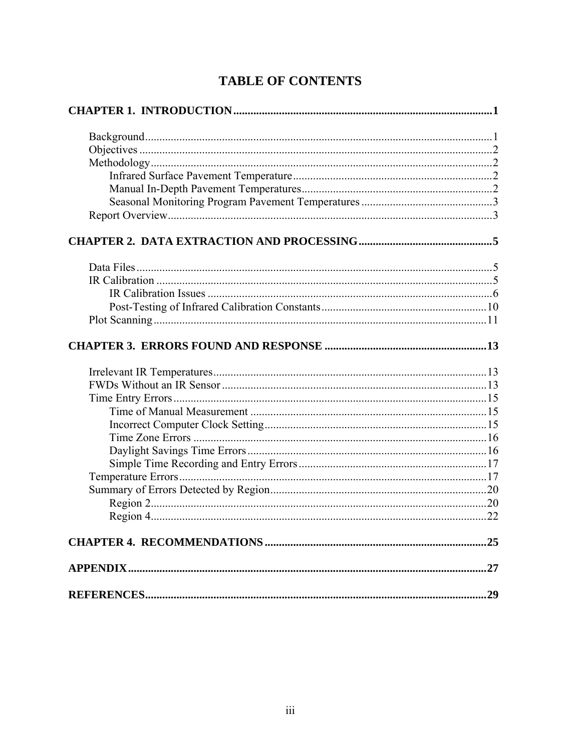# TABLE OF CONTENTS

**CHAPTER 1. INTRODUCTION** .......... **1**

- Background .......... 1
- Objectives .......... 2
- Methodology .......... 2
  - Infrared Surface Pavement Temperature .......... 2
  - Manual In-Depth Pavement Temperatures .......... 2
  - Seasonal Monitoring Program Pavement Temperatures .......... 3
- Report Overview .......... 3

**CHAPTER 2. DATA EXTRACTION AND PROCESSING** .......... **5**

- Data Files .......... 5
- IR Calibration .......... 5
  - IR Calibration Issues .......... 6
  - Post-Testing of Infrared Calibration Constants .......... 10
- Plot Scanning .......... 11

**CHAPTER 3. ERRORS FOUND AND RESPONSE** .......... **13**

- Irrelevant IR Temperatures .......... 13
- FWDs Without an IR Sensor .......... 13
- Time Entry Errors .......... 15
  - Time of Manual Measurement .......... 15
  - Incorrect Computer Clock Setting .......... 15
  - Time Zone Errors .......... 16
  - Daylight Savings Time Errors .......... 16
  - Simple Time Recording and Entry Errors .......... 17
- Temperature Errors .......... 17
- Summary of Errors Detected by Region .......... 20
  - Region 2 .......... 20
  - Region 4 .......... 22

**CHAPTER 4. RECOMMENDATIONS** .......... **25**

**APPENDIX** .......... **27**

**REFERENCES** .......... **29**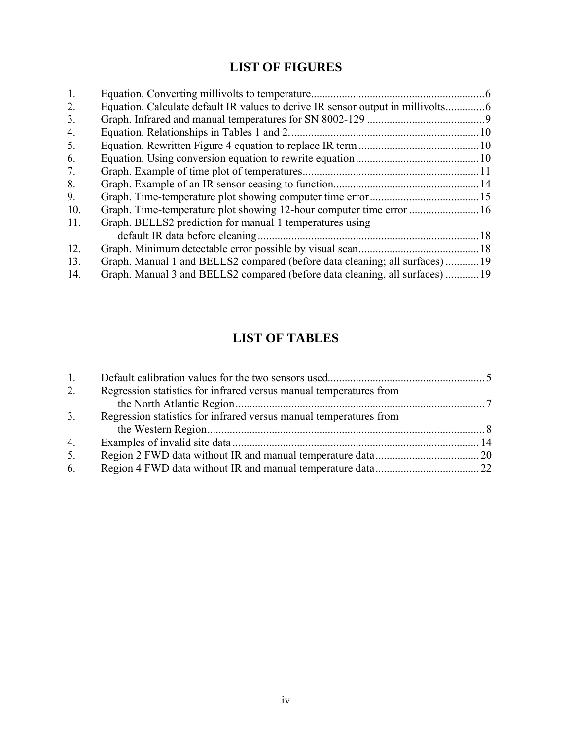# LIST OF FIGURES

1. Equation. Converting millivolts to temperature....6
2. Equation. Calculate default IR values to derive IR sensor output in millivolts....6
3. Graph. Infrared and manual temperatures for SN 8002-129....9
4. Equation. Relationships in Tables 1 and 2....10
5. Equation. Rewritten Figure 4 equation to replace IR term....10
6. Equation. Using conversion equation to rewrite equation....10
7. Graph. Example of time plot of temperatures....11
8. Graph. Example of an IR sensor ceasing to function....14
9. Graph. Time-temperature plot showing computer time error....15
10. Graph. Time-temperature plot showing 12-hour computer time error....16
11. Graph. BELLS2 prediction for manual 1 temperatures using default IR data before cleaning....18
12. Graph. Minimum detectable error possible by visual scan....18
13. Graph. Manual 1 and BELLS2 compared (before data cleaning; all surfaces)....19
14. Graph. Manual 3 and BELLS2 compared (before data cleaning, all surfaces)....19

# LIST OF TABLES

1. Default calibration values for the two sensors used....5
2. Regression statistics for infrared versus manual temperatures from the North Atlantic Region....7
3. Regression statistics for infrared versus manual temperatures from the Western Region....8
4. Examples of invalid site data....14
5. Region 2 FWD data without IR and manual temperature data....20
6. Region 4 FWD data without IR and manual temperature data....22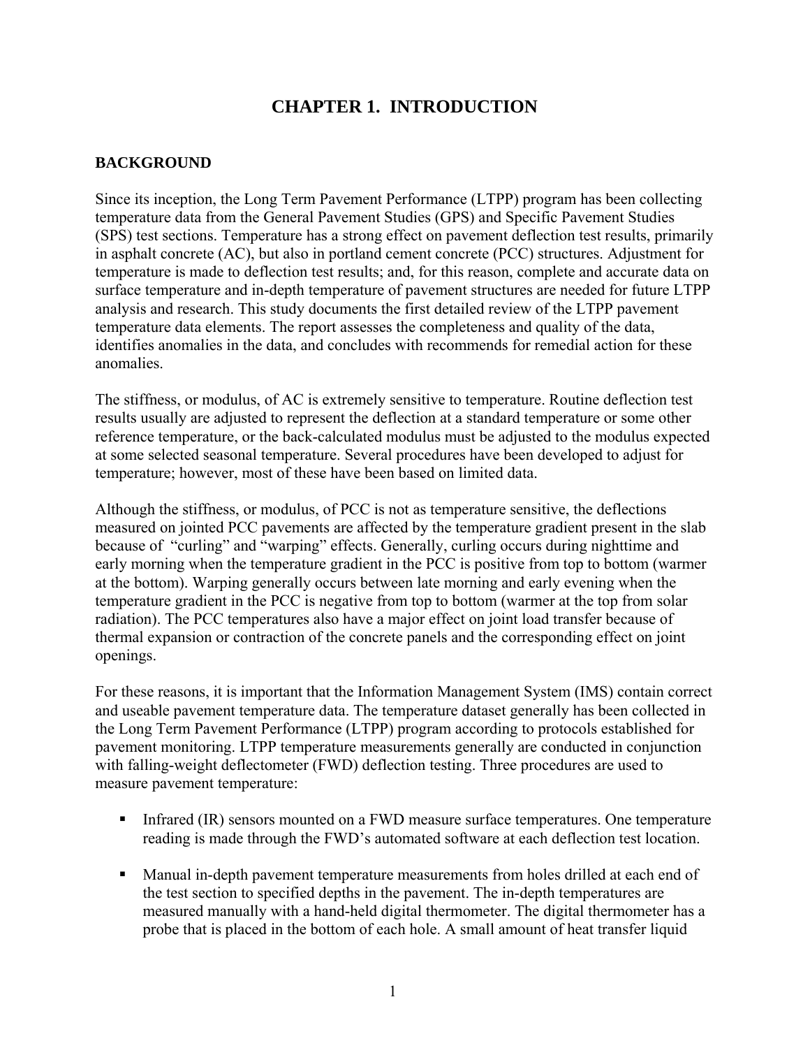# CHAPTER 1. INTRODUCTION

## BACKGROUND

Since its inception, the Long Term Pavement Performance (LTPP) program has been collecting temperature data from the General Pavement Studies (GPS) and Specific Pavement Studies (SPS) test sections. Temperature has a strong effect on pavement deflection test results, primarily in asphalt concrete (AC), but also in portland cement concrete (PCC) structures. Adjustment for temperature is made to deflection test results; and, for this reason, complete and accurate data on surface temperature and in-depth temperature of pavement structures are needed for future LTPP analysis and research. This study documents the first detailed review of the LTPP pavement temperature data elements. The report assesses the completeness and quality of the data, identifies anomalies in the data, and concludes with recommends for remedial action for these anomalies.

The stiffness, or modulus, of AC is extremely sensitive to temperature. Routine deflection test results usually are adjusted to represent the deflection at a standard temperature or some other reference temperature, or the back-calculated modulus must be adjusted to the modulus expected at some selected seasonal temperature. Several procedures have been developed to adjust for temperature; however, most of these have been based on limited data.

Although the stiffness, or modulus, of PCC is not as temperature sensitive, the deflections measured on jointed PCC pavements are affected by the temperature gradient present in the slab because of "curling" and "warping" effects. Generally, curling occurs during nighttime and early morning when the temperature gradient in the PCC is positive from top to bottom (warmer at the bottom). Warping generally occurs between late morning and early evening when the temperature gradient in the PCC is negative from top to bottom (warmer at the top from solar radiation). The PCC temperatures also have a major effect on joint load transfer because of thermal expansion or contraction of the concrete panels and the corresponding effect on joint openings.

For these reasons, it is important that the Information Management System (IMS) contain correct and useable pavement temperature data. The temperature dataset generally has been collected in the Long Term Pavement Performance (LTPP) program according to protocols established for pavement monitoring. LTPP temperature measurements generally are conducted in conjunction with falling-weight deflectometer (FWD) deflection testing. Three procedures are used to measure pavement temperature:

- Infrared (IR) sensors mounted on a FWD measure surface temperatures. One temperature reading is made through the FWD's automated software at each deflection test location.

- Manual in-depth pavement temperature measurements from holes drilled at each end of the test section to specified depths in the pavement. The in-depth temperatures are measured manually with a hand-held digital thermometer. The digital thermometer has a probe that is placed in the bottom of each hole. A small amount of heat transfer liquid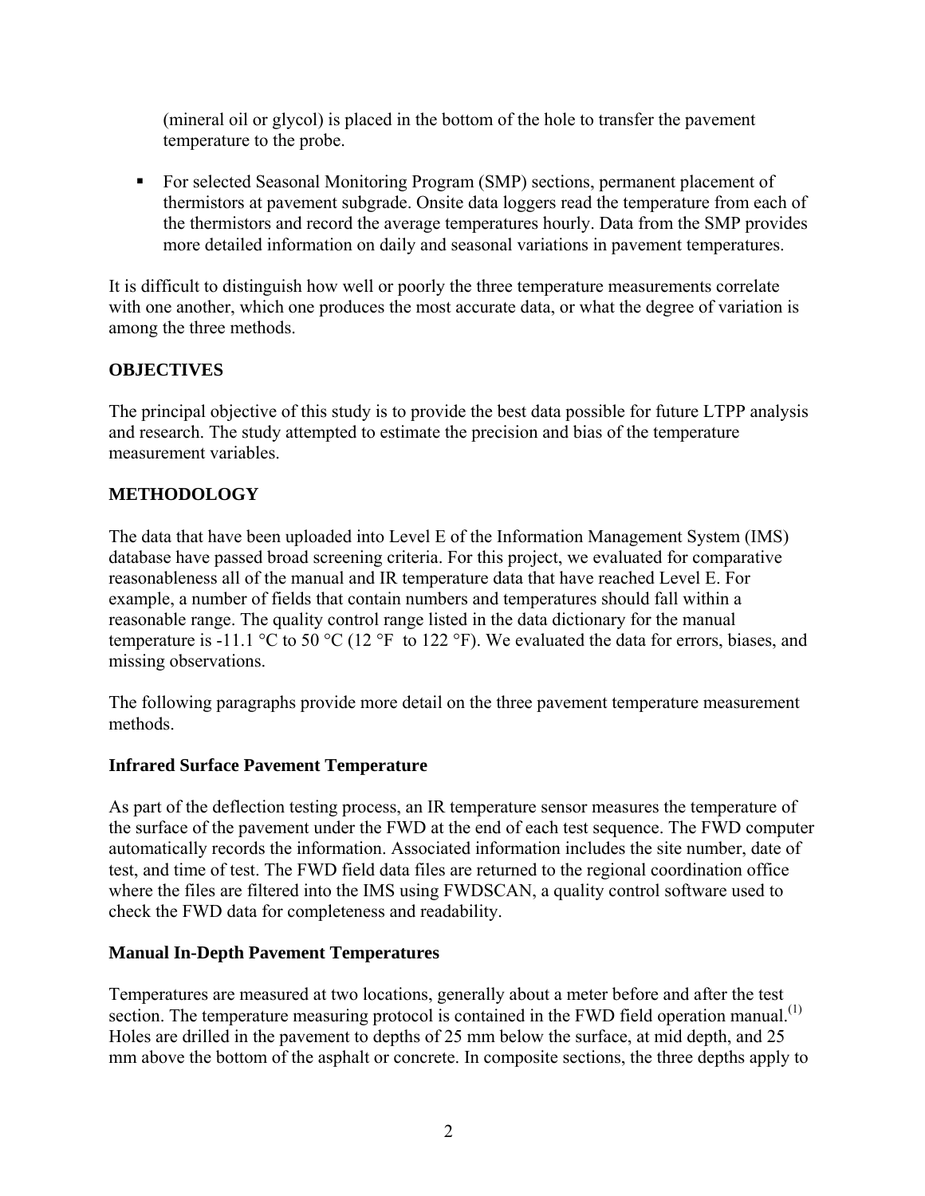(mineral oil or glycol) is placed in the bottom of the hole to transfer the pavement temperature to the probe.

- For selected Seasonal Monitoring Program (SMP) sections, permanent placement of thermistors at pavement subgrade. Onsite data loggers read the temperature from each of the thermistors and record the average temperatures hourly. Data from the SMP provides more detailed information on daily and seasonal variations in pavement temperatures.

It is difficult to distinguish how well or poorly the three temperature measurements correlate with one another, which one produces the most accurate data, or what the degree of variation is among the three methods.

## OBJECTIVES

The principal objective of this study is to provide the best data possible for future LTPP analysis and research. The study attempted to estimate the precision and bias of the temperature measurement variables.

## METHODOLOGY

The data that have been uploaded into Level E of the Information Management System (IMS) database have passed broad screening criteria. For this project, we evaluated for comparative reasonableness all of the manual and IR temperature data that have reached Level E. For example, a number of fields that contain numbers and temperatures should fall within a reasonable range. The quality control range listed in the data dictionary for the manual temperature is -11.1 °C to 50 °C (12 °F to 122 °F). We evaluated the data for errors, biases, and missing observations.

The following paragraphs provide more detail on the three pavement temperature measurement methods.

### Infrared Surface Pavement Temperature

As part of the deflection testing process, an IR temperature sensor measures the temperature of the surface of the pavement under the FWD at the end of each test sequence. The FWD computer automatically records the information. Associated information includes the site number, date of test, and time of test. The FWD field data files are returned to the regional coordination office where the files are filtered into the IMS using FWDSCAN, a quality control software used to check the FWD data for completeness and readability.

### Manual In-Depth Pavement Temperatures

Temperatures are measured at two locations, generally about a meter before and after the test section. The temperature measuring protocol is contained in the FWD field operation manual.[1] Holes are drilled in the pavement to depths of 25 mm below the surface, at mid depth, and 25 mm above the bottom of the asphalt or concrete. In composite sections, the three depths apply to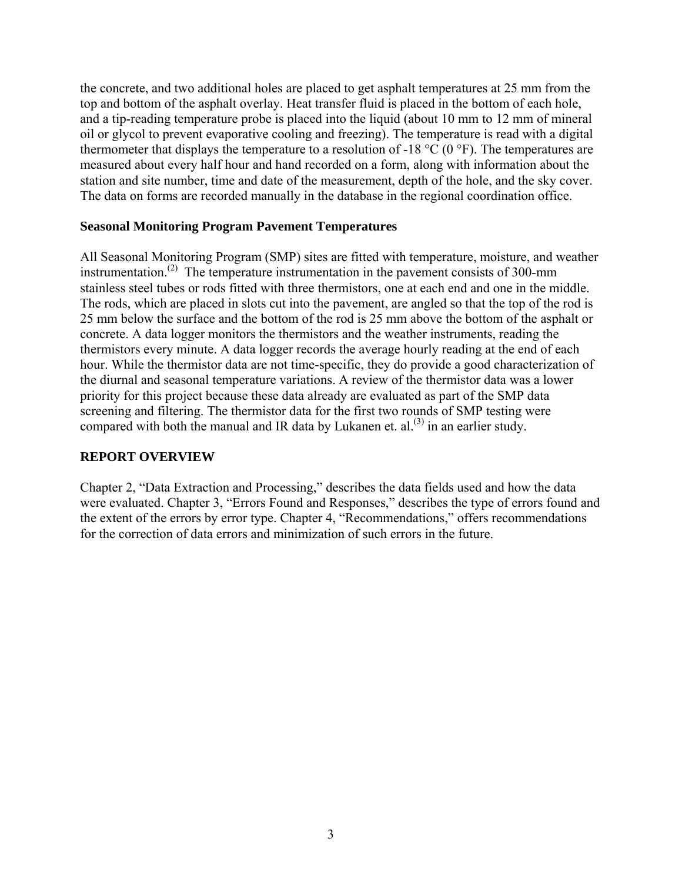the concrete, and two additional holes are placed to get asphalt temperatures at 25 mm from the top and bottom of the asphalt overlay. Heat transfer fluid is placed in the bottom of each hole, and a tip-reading temperature probe is placed into the liquid (about 10 mm to 12 mm of mineral oil or glycol to prevent evaporative cooling and freezing). The temperature is read with a digital thermometer that displays the temperature to a resolution of -18 °C (0 °F). The temperatures are measured about every half hour and hand recorded on a form, along with information about the station and site number, time and date of the measurement, depth of the hole, and the sky cover. The data on forms are recorded manually in the database in the regional coordination office.

### Seasonal Monitoring Program Pavement Temperatures

All Seasonal Monitoring Program (SMP) sites are fitted with temperature, moisture, and weather instrumentation.[(2)] The temperature instrumentation in the pavement consists of 300-mm stainless steel tubes or rods fitted with three thermistors, one at each end and one in the middle. The rods, which are placed in slots cut into the pavement, are angled so that the top of the rod is 25 mm below the surface and the bottom of the rod is 25 mm above the bottom of the asphalt or concrete. A data logger monitors the thermistors and the weather instruments, reading the thermistors every minute. A data logger records the average hourly reading at the end of each hour. While the thermistor data are not time-specific, they do provide a good characterization of the diurnal and seasonal temperature variations. A review of the thermistor data was a lower priority for this project because these data already are evaluated as part of the SMP data screening and filtering. The thermistor data for the first two rounds of SMP testing were compared with both the manual and IR data by Lukanen et. al.[(3)] in an earlier study.

## REPORT OVERVIEW

Chapter 2, "Data Extraction and Processing," describes the data fields used and how the data were evaluated. Chapter 3, "Errors Found and Responses," describes the type of errors found and the extent of the errors by error type. Chapter 4, "Recommendations," offers recommendations for the correction of data errors and minimization of such errors in the future.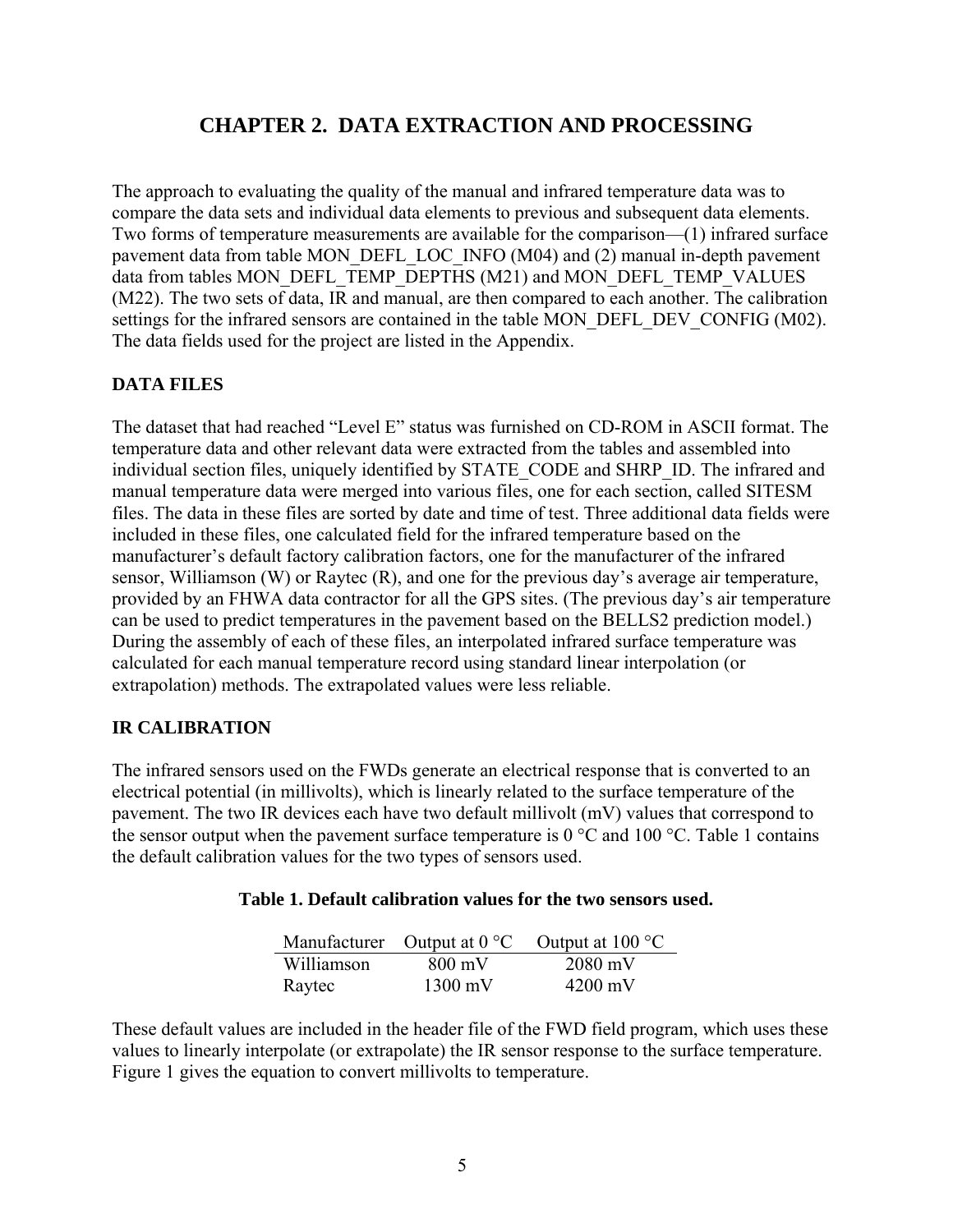# CHAPTER 2. DATA EXTRACTION AND PROCESSING

The approach to evaluating the quality of the manual and infrared temperature data was to compare the data sets and individual data elements to previous and subsequent data elements. Two forms of temperature measurements are available for the comparison—(1) infrared surface pavement data from table MON_DEFL_LOC_INFO (M04) and (2) manual in-depth pavement data from tables MON_DEFL_TEMP_DEPTHS (M21) and MON_DEFL_TEMP_VALUES (M22). The two sets of data, IR and manual, are then compared to each another. The calibration settings for the infrared sensors are contained in the table MON_DEFL_DEV_CONFIG (M02). The data fields used for the project are listed in the Appendix.

## DATA FILES

The dataset that had reached "Level E" status was furnished on CD-ROM in ASCII format. The temperature data and other relevant data were extracted from the tables and assembled into individual section files, uniquely identified by STATE_CODE and SHRP_ID. The infrared and manual temperature data were merged into various files, one for each section, called SITESM files. The data in these files are sorted by date and time of test. Three additional data fields were included in these files, one calculated field for the infrared temperature based on the manufacturer's default factory calibration factors, one for the manufacturer of the infrared sensor, Williamson (W) or Raytec (R), and one for the previous day's average air temperature, provided by an FHWA data contractor for all the GPS sites. (The previous day's air temperature can be used to predict temperatures in the pavement based on the BELLS2 prediction model.) During the assembly of each of these files, an interpolated infrared surface temperature was calculated for each manual temperature record using standard linear interpolation (or extrapolation) methods. The extrapolated values were less reliable.

## IR CALIBRATION

The infrared sensors used on the FWDs generate an electrical response that is converted to an electrical potential (in millivolts), which is linearly related to the surface temperature of the pavement. The two IR devices each have two default millivolt (mV) values that correspond to the sensor output when the pavement surface temperature is 0 °C and 100 °C. Table 1 contains the default calibration values for the two types of sensors used.

**Table 1. Default calibration values for the two sensors used.**

| Manufacturer | Output at 0 °C | Output at 100 °C |
|---|---|---|
| Williamson | 800 mV | 2080 mV |
| Raytec | 1300 mV | 4200 mV |

These default values are included in the header file of the FWD field program, which uses these values to linearly interpolate (or extrapolate) the IR sensor response to the surface temperature. Figure 1 gives the equation to convert millivolts to temperature.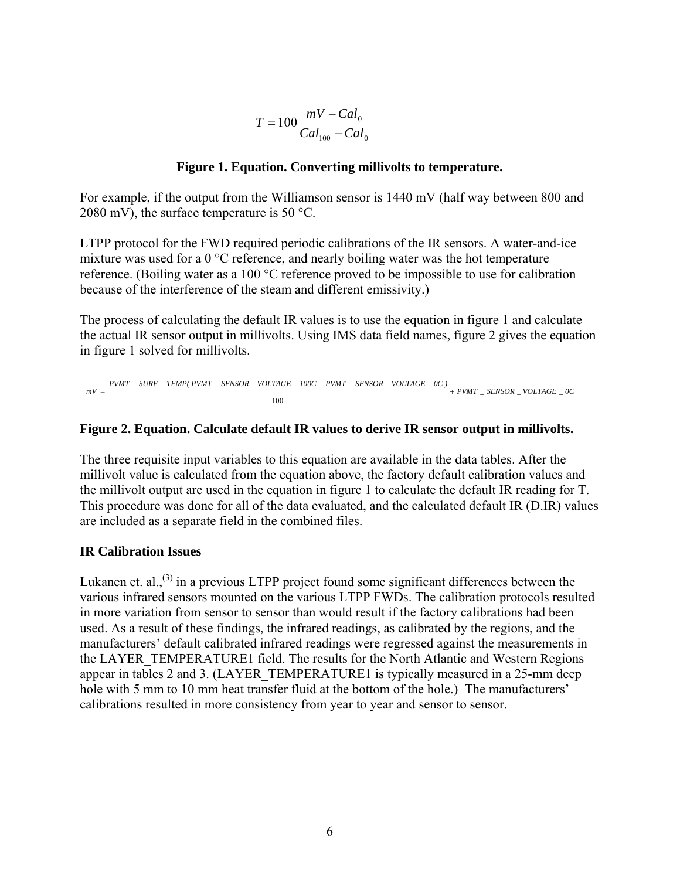$$T = 100\frac{mV - Cal_0}{Cal_{100} - Cal_0}$$

**Figure 1. Equation. Converting millivolts to temperature.**

For example, if the output from the Williamson sensor is 1440 mV (half way between 800 and 2080 mV), the surface temperature is 50 °C.

LTPP protocol for the FWD required periodic calibrations of the IR sensors. A water-and-ice mixture was used for a 0 °C reference, and nearly boiling water was the hot temperature reference. (Boiling water as a 100 °C reference proved to be impossible to use for calibration because of the interference of the steam and different emissivity.)

The process of calculating the default IR values is to use the equation in figure 1 and calculate the actual IR sensor output in millivolts. Using IMS data field names, figure 2 gives the equation in figure 1 solved for millivolts.

$$mV = \frac{PVMT\_SURF\_TEMP(PVMT\_SENSOR\_VOLTAGE\_100C - PVMT\_SENSOR\_VOLTAGE\_0C)}{100} + PVMT\_SENSOR\_VOLTAGE\_0C$$

**Figure 2. Equation. Calculate default IR values to derive IR sensor output in millivolts.**

The three requisite input variables to this equation are available in the data tables. After the millivolt value is calculated from the equation above, the factory default calibration values and the millivolt output are used in the equation in figure 1 to calculate the default IR reading for T. This procedure was done for all of the data evaluated, and the calculated default IR (D.IR) values are included as a separate field in the combined files.

### IR Calibration Issues

Lukanen et. al.,[(3)] in a previous LTPP project found some significant differences between the various infrared sensors mounted on the various LTPP FWDs. The calibration protocols resulted in more variation from sensor to sensor than would result if the factory calibrations had been used. As a result of these findings, the infrared readings, as calibrated by the regions, and the manufacturers' default calibrated infrared readings were regressed against the measurements in the LAYER_TEMPERATURE1 field. The results for the North Atlantic and Western Regions appear in tables 2 and 3. (LAYER_TEMPERATURE1 is typically measured in a 25-mm deep hole with 5 mm to 10 mm heat transfer fluid at the bottom of the hole.) The manufacturers' calibrations resulted in more consistency from year to year and sensor to sensor.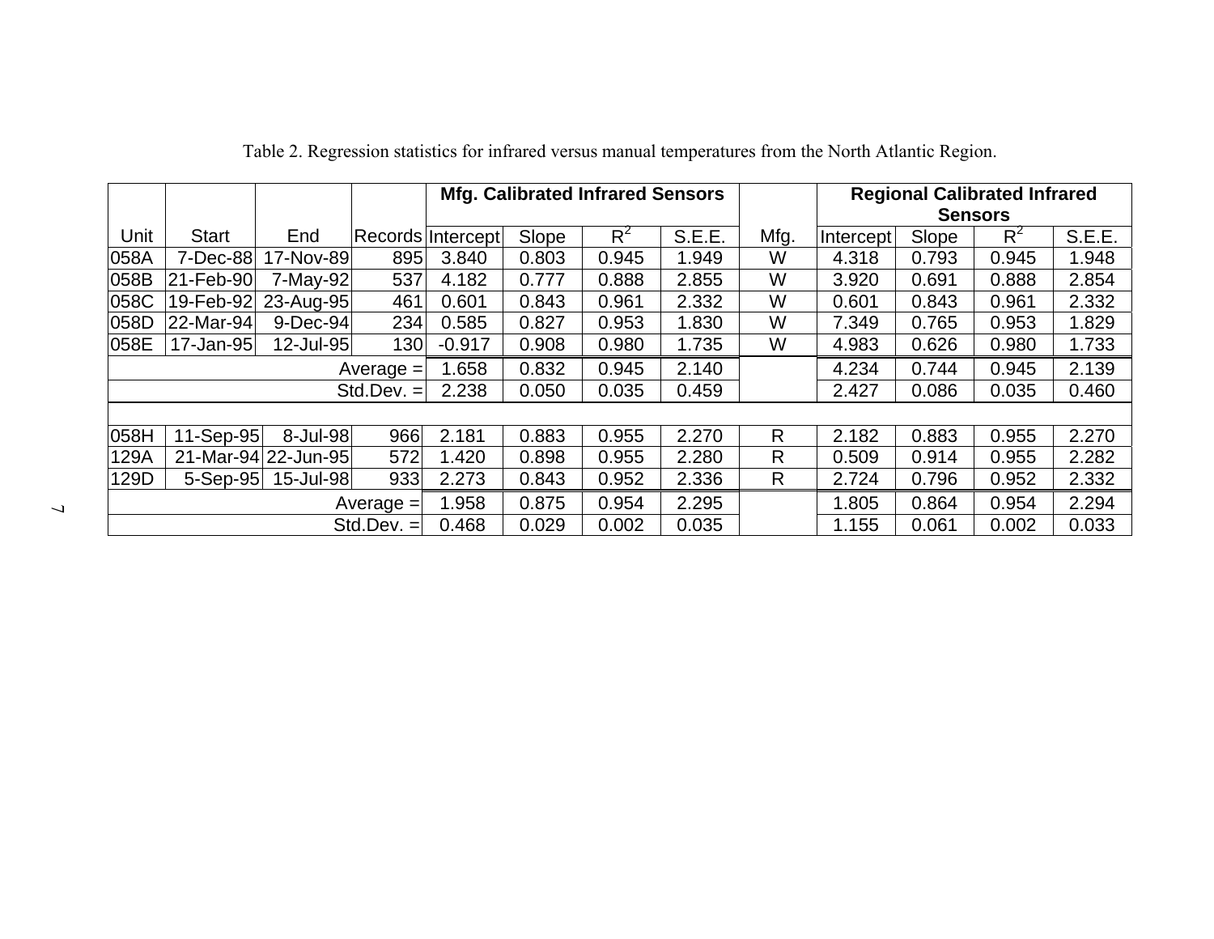Table 2. Regression statistics for infrared versus manual temperatures from the North Atlantic Region.

| | | | | Mfg. Calibrated Infrared Sensors | | | | | Regional Calibrated Infrared Sensors | | | |
|---|---|---|---|---|---|---|---|---|---|---|---|---|
| Unit | Start | End | Records | Intercept | Slope | $R^2$ | S.E.E. | Mfg. | Intercept | Slope | $R^2$ | S.E.E. |
| 058A | 7-Dec-88 | 17-Nov-89 | 895 | 3.840 | 0.803 | 0.945 | 1.949 | W | 4.318 | 0.793 | 0.945 | 1.948 |
| 058B | 21-Feb-90 | 7-May-92 | 537 | 4.182 | 0.777 | 0.888 | 2.855 | W | 3.920 | 0.691 | 0.888 | 2.854 |
| 058C | 19-Feb-92 | 23-Aug-95 | 461 | 0.601 | 0.843 | 0.961 | 2.332 | W | 0.601 | 0.843 | 0.961 | 2.332 |
| 058D | 22-Mar-94 | 9-Dec-94 | 234 | 0.585 | 0.827 | 0.953 | 1.830 | W | 7.349 | 0.765 | 0.953 | 1.829 |
| 058E | 17-Jan-95 | 12-Jul-95 | 130 | -0.917 | 0.908 | 0.980 | 1.735 | W | 4.983 | 0.626 | 0.980 | 1.733 |
| | | | Average = | 1.658 | 0.832 | 0.945 | 2.140 | | 4.234 | 0.744 | 0.945 | 2.139 |
| | | | Std.Dev. = | 2.238 | 0.050 | 0.035 | 0.459 | | 2.427 | 0.086 | 0.035 | 0.460 |
| | | | | | | | | | | | | |
| 058H | 11-Sep-95 | 8-Jul-98 | 966 | 2.181 | 0.883 | 0.955 | 2.270 | R | 2.182 | 0.883 | 0.955 | 2.270 |
| 129A | 21-Mar-94 | 22-Jun-95 | 572 | 1.420 | 0.898 | 0.955 | 2.280 | R | 0.509 | 0.914 | 0.955 | 2.282 |
| 129D | 5-Sep-95 | 15-Jul-98 | 933 | 2.273 | 0.843 | 0.952 | 2.336 | R | 2.724 | 0.796 | 0.952 | 2.332 |
| | | | Average = | 1.958 | 0.875 | 0.954 | 2.295 | | 1.805 | 0.864 | 0.954 | 2.294 |
| | | | Std.Dev. = | 0.468 | 0.029 | 0.002 | 0.035 | | 1.155 | 0.061 | 0.002 | 0.033 |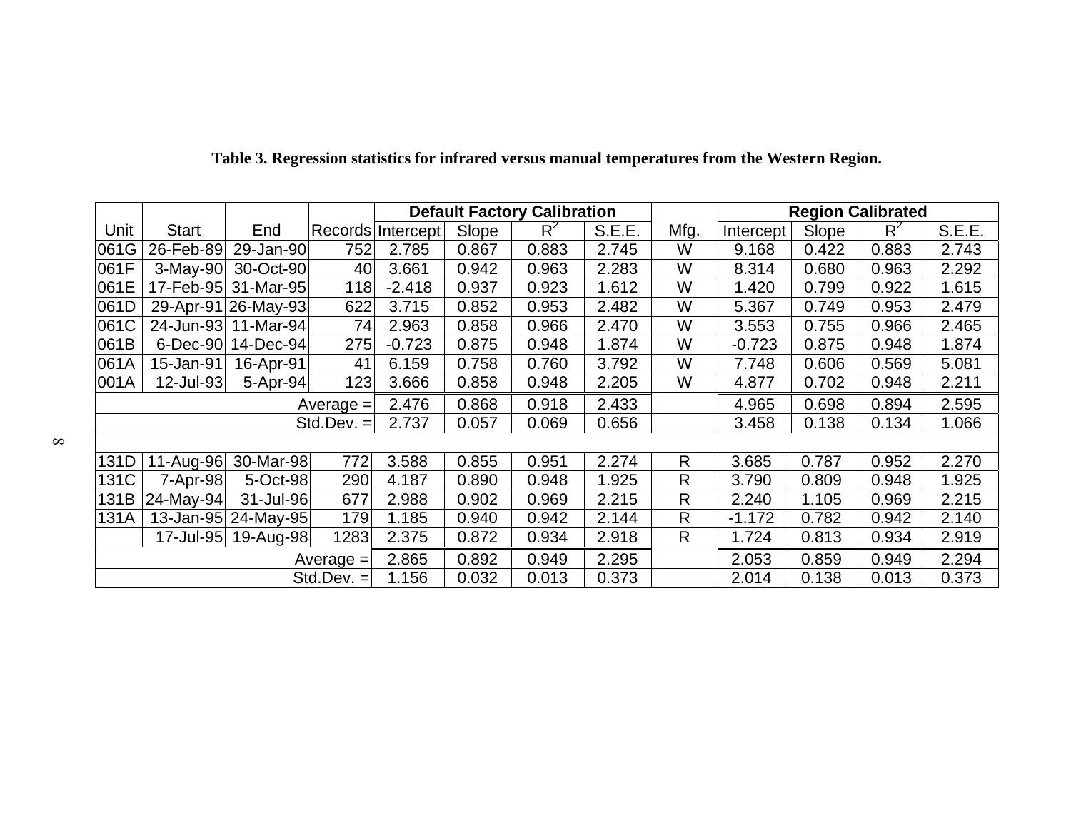**Table 3. Regression statistics for infrared versus manual temperatures from the Western Region.**

| Unit | Start | End | Records | Default Factory Calibration | | | | Mfg. | Region Calibrated | | | |
|---|---|---|---|---|---|---|---|---|---|---|---|---|
| | | | | Intercept | Slope | $R^2$ | S.E.E. | | Intercept | Slope | $R^2$ | S.E.E. |
| 061G | 26-Feb-89 | 29-Jan-90 | 752 | 2.785 | 0.867 | 0.883 | 2.745 | W | 9.168 | 0.422 | 0.883 | 2.743 |
| 061F | 3-May-90 | 30-Oct-90 | 40 | 3.661 | 0.942 | 0.963 | 2.283 | W | 8.314 | 0.680 | 0.963 | 2.292 |
| 061E | 17-Feb-95 | 31-Mar-95 | 118 | -2.418 | 0.937 | 0.923 | 1.612 | W | 1.420 | 0.799 | 0.922 | 1.615 |
| 061D | 29-Apr-91 | 26-May-93 | 622 | 3.715 | 0.852 | 0.953 | 2.482 | W | 5.367 | 0.749 | 0.953 | 2.479 |
| 061C | 24-Jun-93 | 11-Mar-94 | 74 | 2.963 | 0.858 | 0.966 | 2.470 | W | 3.553 | 0.755 | 0.966 | 2.465 |
| 061B | 6-Dec-90 | 14-Dec-94 | 275 | -0.723 | 0.875 | 0.948 | 1.874 | W | -0.723 | 0.875 | 0.948 | 1.874 |
| 061A | 15-Jan-91 | 16-Apr-91 | 41 | 6.159 | 0.758 | 0.760 | 3.792 | W | 7.748 | 0.606 | 0.569 | 5.081 |
| 001A | 12-Jul-93 | 5-Apr-94 | 123 | 3.666 | 0.858 | 0.948 | 2.205 | W | 4.877 | 0.702 | 0.948 | 2.211 |
| | | | Average = | 2.476 | 0.868 | 0.918 | 2.433 | | 4.965 | 0.698 | 0.894 | 2.595 |
| | | | Std.Dev. = | 2.737 | 0.057 | 0.069 | 0.656 | | 3.458 | 0.138 | 0.134 | 1.066 |
| | | | | | | | | | | | | |
| 131D | 11-Aug-96 | 30-Mar-98 | 772 | 3.588 | 0.855 | 0.951 | 2.274 | R | 3.685 | 0.787 | 0.952 | 2.270 |
| 131C | 7-Apr-98 | 5-Oct-98 | 290 | 4.187 | 0.890 | 0.948 | 1.925 | R | 3.790 | 0.809 | 0.948 | 1.925 |
| 131B | 24-May-94 | 31-Jul-96 | 677 | 2.988 | 0.902 | 0.969 | 2.215 | R | 2.240 | 1.105 | 0.969 | 2.215 |
| 131A | 13-Jan-95 | 24-May-95 | 179 | 1.185 | 0.940 | 0.942 | 2.144 | R | -1.172 | 0.782 | 0.942 | 2.140 |
| | 17-Jul-95 | 19-Aug-98 | 1283 | 2.375 | 0.872 | 0.934 | 2.918 | R | 1.724 | 0.813 | 0.934 | 2.919 |
| | | | Average = | 2.865 | 0.892 | 0.949 | 2.295 | | 2.053 | 0.859 | 0.949 | 2.294 |
| | | | Std.Dev. = | 1.156 | 0.032 | 0.013 | 0.373 | | 2.014 | 0.138 | 0.013 | 0.373 |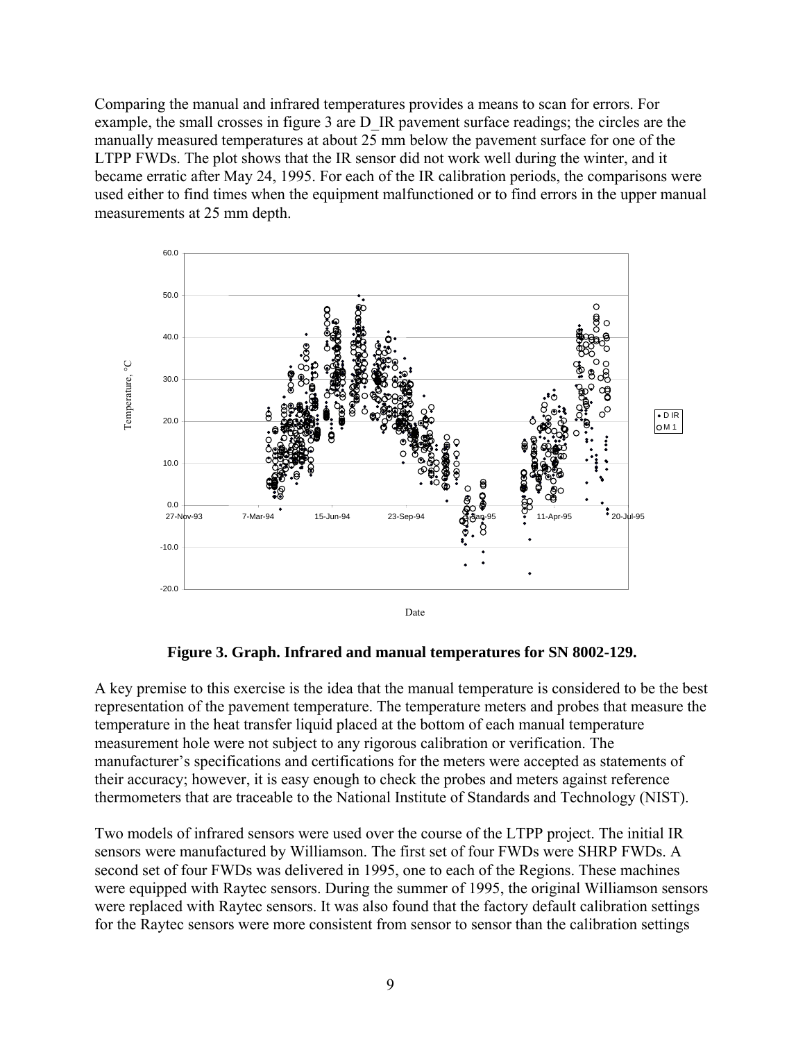Comparing the manual and infrared temperatures provides a means to scan for errors. For example, the small crosses in figure 3 are D_IR pavement surface readings; the circles are the manually measured temperatures at about 25 mm below the pavement surface for one of the LTPP FWDs. The plot shows that the IR sensor did not work well during the winter, and it became erratic after May 24, 1995. For each of the IR calibration periods, the comparisons were used either to find times when the equipment malfunctioned or to find errors in the upper manual measurements at 25 mm depth.

**Figure 3. Graph. Infrared and manual temperatures for SN 8002-129.**

A key premise to this exercise is the idea that the manual temperature is considered to be the best representation of the pavement temperature. The temperature meters and probes that measure the temperature in the heat transfer liquid placed at the bottom of each manual temperature measurement hole were not subject to any rigorous calibration or verification. The manufacturer's specifications and certifications for the meters were accepted as statements of their accuracy; however, it is easy enough to check the probes and meters against reference thermometers that are traceable to the National Institute of Standards and Technology (NIST).

Two models of infrared sensors were used over the course of the LTPP project. The initial IR sensors were manufactured by Williamson. The first set of four FWDs were SHRP FWDs. A second set of four FWDs was delivered in 1995, one to each of the Regions. These machines were equipped with Raytec sensors. During the summer of 1995, the original Williamson sensors were replaced with Raytec sensors. It was also found that the factory default calibration settings for the Raytec sensors were more consistent from sensor to sensor than the calibration settings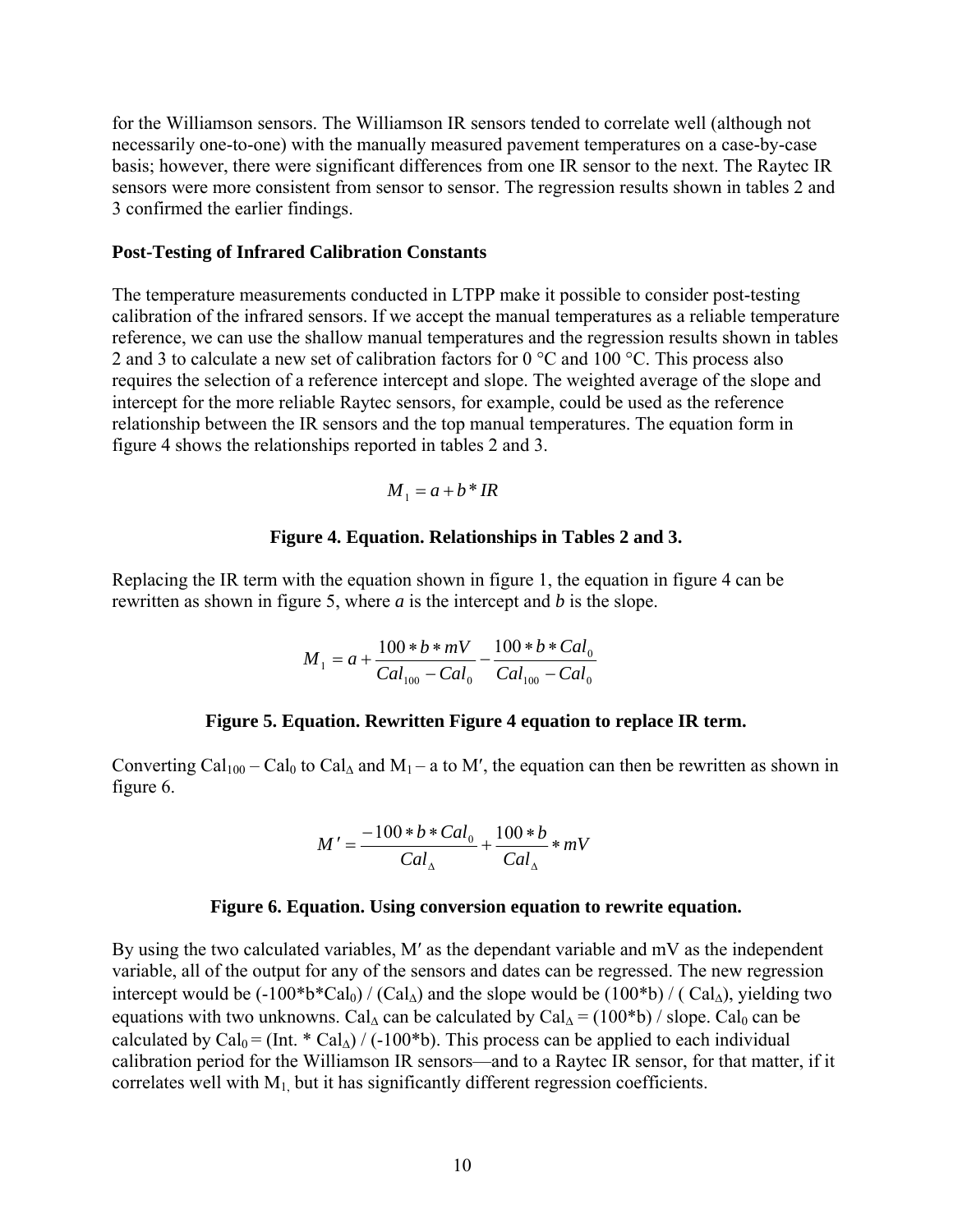for the Williamson sensors. The Williamson IR sensors tended to correlate well (although not necessarily one-to-one) with the manually measured pavement temperatures on a case-by-case basis; however, there were significant differences from one IR sensor to the next. The Raytec IR sensors were more consistent from sensor to sensor. The regression results shown in tables 2 and 3 confirmed the earlier findings.

### Post-Testing of Infrared Calibration Constants

The temperature measurements conducted in LTPP make it possible to consider post-testing calibration of the infrared sensors. If we accept the manual temperatures as a reliable temperature reference, we can use the shallow manual temperatures and the regression results shown in tables 2 and 3 to calculate a new set of calibration factors for 0 °C and 100 °C. This process also requires the selection of a reference intercept and slope. The weighted average of the slope and intercept for the more reliable Raytec sensors, for example, could be used as the reference relationship between the IR sensors and the top manual temperatures. The equation form in figure 4 shows the relationships reported in tables 2 and 3.

$$M_1 = a + b * IR$$

**Figure 4. Equation. Relationships in Tables 2 and 3.**

Replacing the IR term with the equation shown in figure 1, the equation in figure 4 can be rewritten as shown in figure 5, where *a* is the intercept and *b* is the slope.

$$M_1 = a + \frac{100 * b * mV}{Cal_{100} - Cal_0} - \frac{100 * b * Cal_0}{Cal_{100} - Cal_0}$$

**Figure 5. Equation. Rewritten Figure 4 equation to replace IR term.**

Converting $Cal_{100} - Cal_0$ to $Cal_\Delta$ and $M_1 - a$ to $M'$, the equation can then be rewritten as shown in figure 6.

$$M' = \frac{-100 * b * Cal_0}{Cal_\Delta} + \frac{100 * b}{Cal_\Delta} * mV$$

**Figure 6. Equation. Using conversion equation to rewrite equation.**

By using the two calculated variables, $M'$ as the dependant variable and mV as the independent variable, all of the output for any of the sensors and dates can be regressed. The new regression intercept would be $(-100*b*Cal_0) / (Cal_\Delta)$ and the slope would be $(100*b) / (Cal_\Delta)$, yielding two equations with two unknowns. $Cal_\Delta$ can be calculated by $Cal_\Delta = (100*b) / \text{slope}$. $Cal_0$ can be calculated by $Cal_0 = (\text{Int.} * Cal_\Delta) / (-100*b)$. This process can be applied to each individual calibration period for the Williamson IR sensors—and to a Raytec IR sensor, for that matter, if it correlates well with $M_1$, but it has significantly different regression coefficients.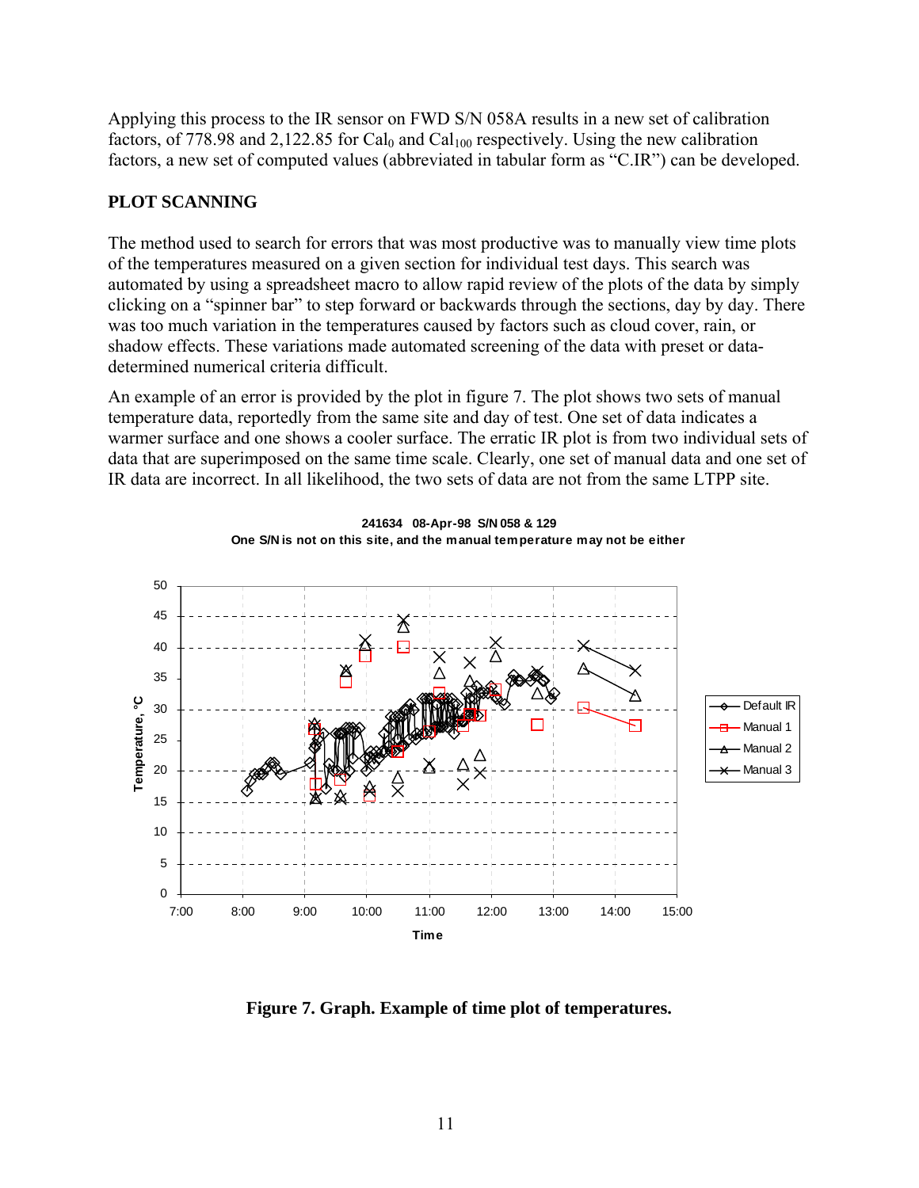Applying this process to the IR sensor on FWD S/N 058A results in a new set of calibration factors, of 778.98 and 2,122.85 for $Cal_0$ and $Cal_{100}$ respectively. Using the new calibration factors, a new set of computed values (abbreviated in tabular form as "C.IR") can be developed.

## PLOT SCANNING

The method used to search for errors that was most productive was to manually view time plots of the temperatures measured on a given section for individual test days. This search was automated by using a spreadsheet macro to allow rapid review of the plots of the data by simply clicking on a "spinner bar" to step forward or backwards through the sections, day by day. There was too much variation in the temperatures caused by factors such as cloud cover, rain, or shadow effects. These variations made automated screening of the data with preset or data-determined numerical criteria difficult.

An example of an error is provided by the plot in figure 7. The plot shows two sets of manual temperature data, reportedly from the same site and day of test. One set of data indicates a warmer surface and one shows a cooler surface. The erratic IR plot is from two individual sets of data that are superimposed on the same time scale. Clearly, one set of manual data and one set of IR data are incorrect. In all likelihood, the two sets of data are not from the same LTPP site.

**Figure 7. Graph. Example of time plot of temperatures.**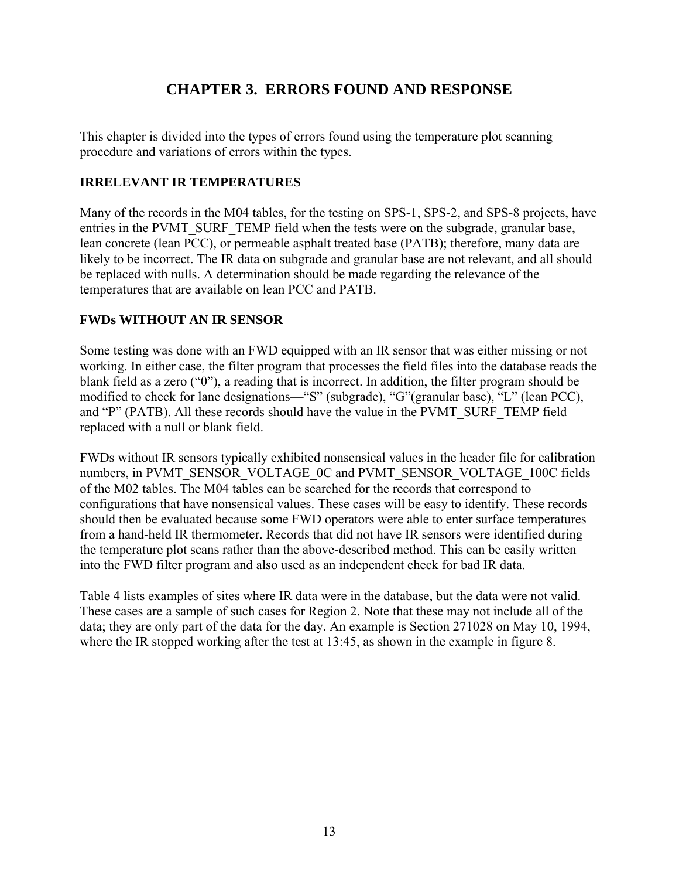# CHAPTER 3. ERRORS FOUND AND RESPONSE

This chapter is divided into the types of errors found using the temperature plot scanning procedure and variations of errors within the types.

## IRRELEVANT IR TEMPERATURES

Many of the records in the M04 tables, for the testing on SPS-1, SPS-2, and SPS-8 projects, have entries in the PVMT_SURF_TEMP field when the tests were on the subgrade, granular base, lean concrete (lean PCC), or permeable asphalt treated base (PATB); therefore, many data are likely to be incorrect. The IR data on subgrade and granular base are not relevant, and all should be replaced with nulls. A determination should be made regarding the relevance of the temperatures that are available on lean PCC and PATB.

## FWDs WITHOUT AN IR SENSOR

Some testing was done with an FWD equipped with an IR sensor that was either missing or not working. In either case, the filter program that processes the field files into the database reads the blank field as a zero ("0"), a reading that is incorrect. In addition, the filter program should be modified to check for lane designations—"S" (subgrade), "G"(granular base), "L" (lean PCC), and "P" (PATB). All these records should have the value in the PVMT_SURF_TEMP field replaced with a null or blank field.

FWDs without IR sensors typically exhibited nonsensical values in the header file for calibration numbers, in PVMT_SENSOR_VOLTAGE_0C and PVMT_SENSOR_VOLTAGE_100C fields of the M02 tables. The M04 tables can be searched for the records that correspond to configurations that have nonsensical values. These cases will be easy to identify. These records should then be evaluated because some FWD operators were able to enter surface temperatures from a hand-held IR thermometer. Records that did not have IR sensors were identified during the temperature plot scans rather than the above-described method. This can be easily written into the FWD filter program and also used as an independent check for bad IR data.

Table 4 lists examples of sites where IR data were in the database, but the data were not valid. These cases are a sample of such cases for Region 2. Note that these may not include all of the data; they are only part of the data for the day. An example is Section 271028 on May 10, 1994, where the IR stopped working after the test at 13:45, as shown in the example in figure 8.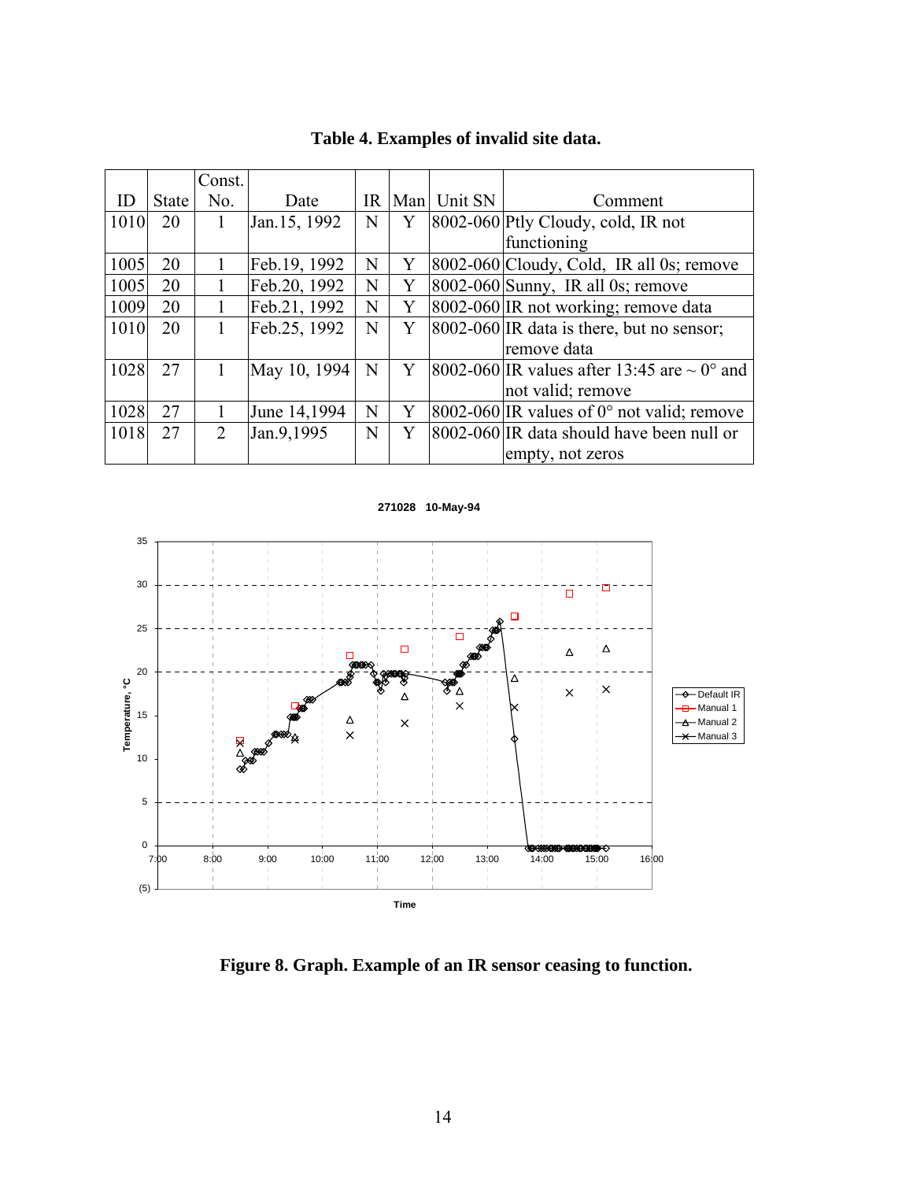**Table 4. Examples of invalid site data.**

| ID | State | Const. No. | Date | IR | Man | Unit SN | Comment |
|---|---|---|---|---|---|---|---|
| 1010 | 20 | 1 | Jan.15, 1992 | N | Y | 8002-060 | Ptly Cloudy, cold, IR not functioning |
| 1005 | 20 | 1 | Feb.19, 1992 | N | Y | 8002-060 | Cloudy, Cold, IR all 0s; remove |
| 1005 | 20 | 1 | Feb.20, 1992 | N | Y | 8002-060 | Sunny, IR all 0s; remove |
| 1009 | 20 | 1 | Feb.21, 1992 | N | Y | 8002-060 | IR not working; remove data |
| 1010 | 20 | 1 | Feb.25, 1992 | N | Y | 8002-060 | IR data is there, but no sensor; remove data |
| 1028 | 27 | 1 | May 10, 1994 | N | Y | 8002-060 | IR values after 13:45 are ~ 0° and not valid; remove |
| 1028 | 27 | 1 | June 14,1994 | N | Y | 8002-060 | IR values of 0° not valid; remove |
| 1018 | 27 | 2 | Jan.9,1995 | N | Y | 8002-060 | IR data should have been null or empty, not zeros |

**Figure 8. Graph. Example of an IR sensor ceasing to function.**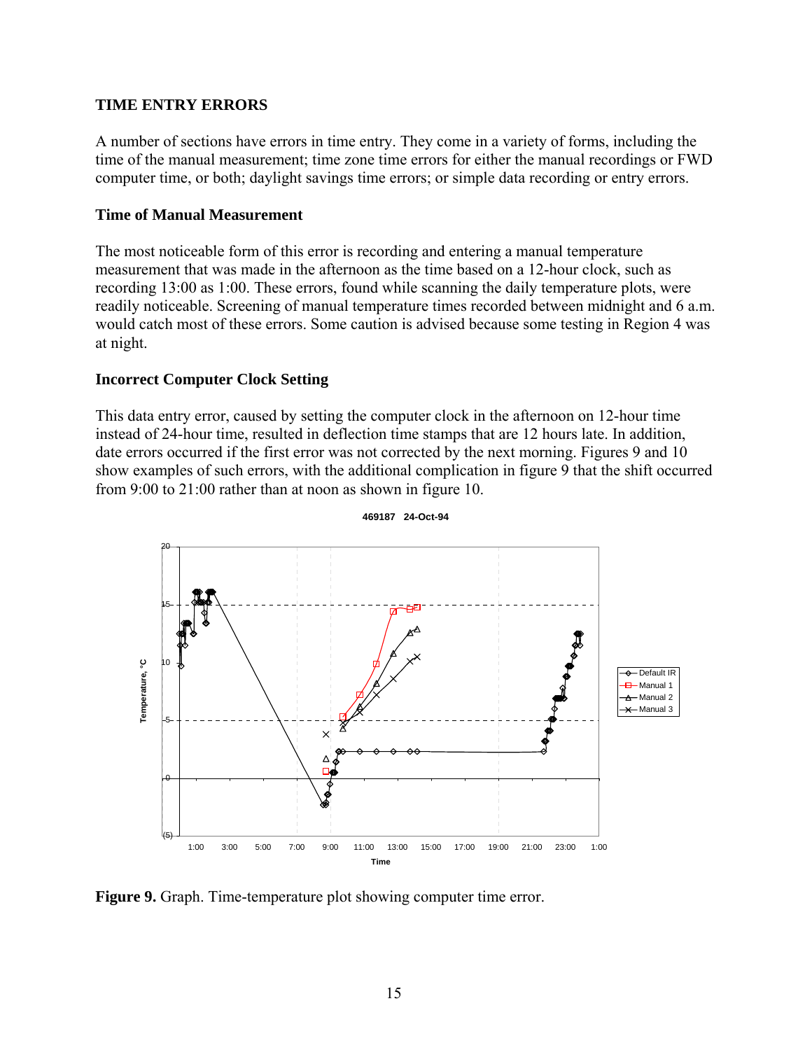## TIME ENTRY ERRORS

A number of sections have errors in time entry. They come in a variety of forms, including the time of the manual measurement; time zone time errors for either the manual recordings or FWD computer time, or both; daylight savings time errors; or simple data recording or entry errors.

### Time of Manual Measurement

The most noticeable form of this error is recording and entering a manual temperature measurement that was made in the afternoon as the time based on a 12-hour clock, such as recording 13:00 as 1:00. These errors, found while scanning the daily temperature plots, were readily noticeable. Screening of manual temperature times recorded between midnight and 6 a.m. would catch most of these errors. Some caution is advised because some testing in Region 4 was at night.

### Incorrect Computer Clock Setting

This data entry error, caused by setting the computer clock in the afternoon on 12-hour time instead of 24-hour time, resulted in deflection time stamps that are 12 hours late. In addition, date errors occurred if the first error was not corrected by the next morning. Figures 9 and 10 show examples of such errors, with the additional complication in figure 9 that the shift occurred from 9:00 to 21:00 rather than at noon as shown in figure 10.

**Figure 9.** Graph. Time-temperature plot showing computer time error.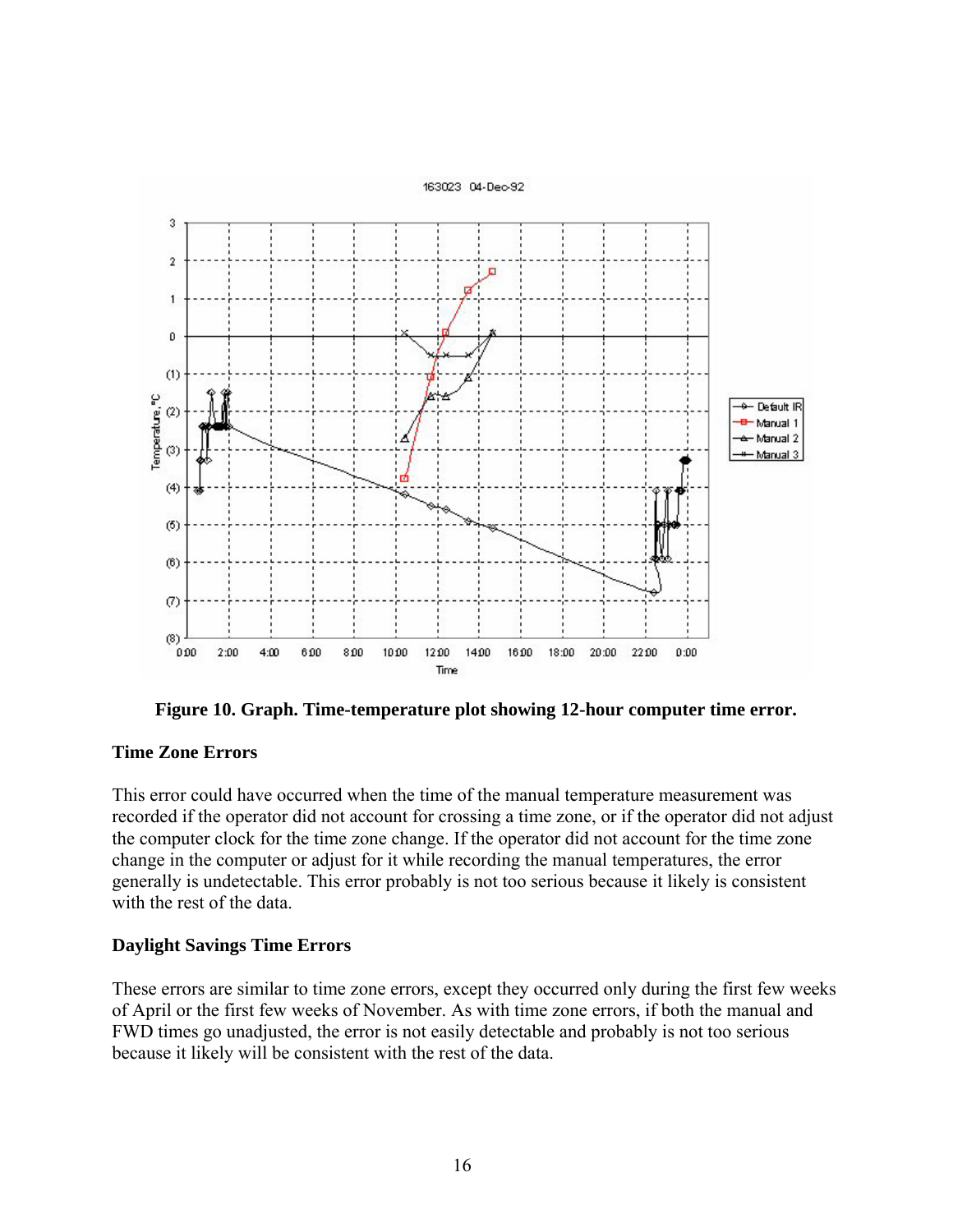**Figure 10. Graph. Time-temperature plot showing 12-hour computer time error.**

### Time Zone Errors

This error could have occurred when the time of the manual temperature measurement was recorded if the operator did not account for crossing a time zone, or if the operator did not adjust the computer clock for the time zone change. If the operator did not account for the time zone change in the computer or adjust for it while recording the manual temperatures, the error generally is undetectable. This error probably is not too serious because it likely is consistent with the rest of the data.

### Daylight Savings Time Errors

These errors are similar to time zone errors, except they occurred only during the first few weeks of April or the first few weeks of November. As with time zone errors, if both the manual and FWD times go unadjusted, the error is not easily detectable and probably is not too serious because it likely will be consistent with the rest of the data.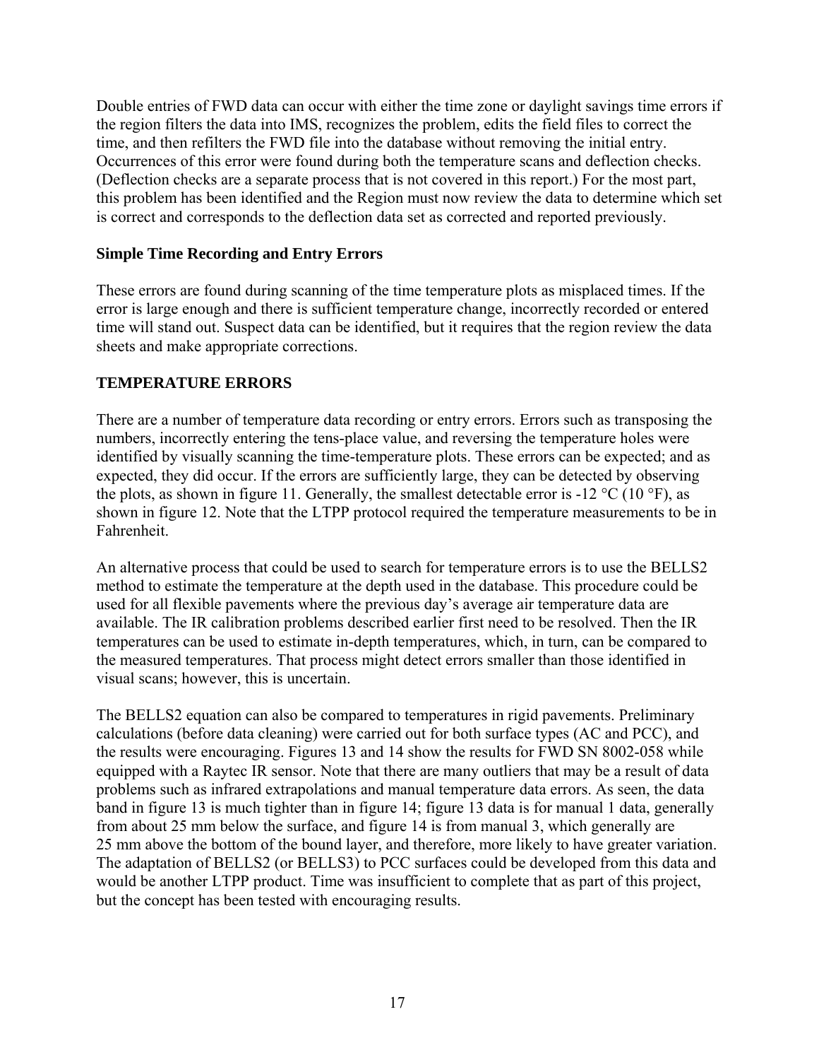Double entries of FWD data can occur with either the time zone or daylight savings time errors if the region filters the data into IMS, recognizes the problem, edits the field files to correct the time, and then refilters the FWD file into the database without removing the initial entry. Occurrences of this error were found during both the temperature scans and deflection checks. (Deflection checks are a separate process that is not covered in this report.) For the most part, this problem has been identified and the Region must now review the data to determine which set is correct and corresponds to the deflection data set as corrected and reported previously.

### Simple Time Recording and Entry Errors

These errors are found during scanning of the time temperature plots as misplaced times. If the error is large enough and there is sufficient temperature change, incorrectly recorded or entered time will stand out. Suspect data can be identified, but it requires that the region review the data sheets and make appropriate corrections.

## TEMPERATURE ERRORS

There are a number of temperature data recording or entry errors. Errors such as transposing the numbers, incorrectly entering the tens-place value, and reversing the temperature holes were identified by visually scanning the time-temperature plots. These errors can be expected; and as expected, they did occur. If the errors are sufficiently large, they can be detected by observing the plots, as shown in figure 11. Generally, the smallest detectable error is -12 °C (10 °F), as shown in figure 12. Note that the LTPP protocol required the temperature measurements to be in Fahrenheit.

An alternative process that could be used to search for temperature errors is to use the BELLS2 method to estimate the temperature at the depth used in the database. This procedure could be used for all flexible pavements where the previous day's average air temperature data are available. The IR calibration problems described earlier first need to be resolved. Then the IR temperatures can be used to estimate in-depth temperatures, which, in turn, can be compared to the measured temperatures. That process might detect errors smaller than those identified in visual scans; however, this is uncertain.

The BELLS2 equation can also be compared to temperatures in rigid pavements. Preliminary calculations (before data cleaning) were carried out for both surface types (AC and PCC), and the results were encouraging. Figures 13 and 14 show the results for FWD SN 8002-058 while equipped with a Raytec IR sensor. Note that there are many outliers that may be a result of data problems such as infrared extrapolations and manual temperature data errors. As seen, the data band in figure 13 is much tighter than in figure 14; figure 13 data is for manual 1 data, generally from about 25 mm below the surface, and figure 14 is from manual 3, which generally are 25 mm above the bottom of the bound layer, and therefore, more likely to have greater variation. The adaptation of BELLS2 (or BELLS3) to PCC surfaces could be developed from this data and would be another LTPP product. Time was insufficient to complete that as part of this project, but the concept has been tested with encouraging results.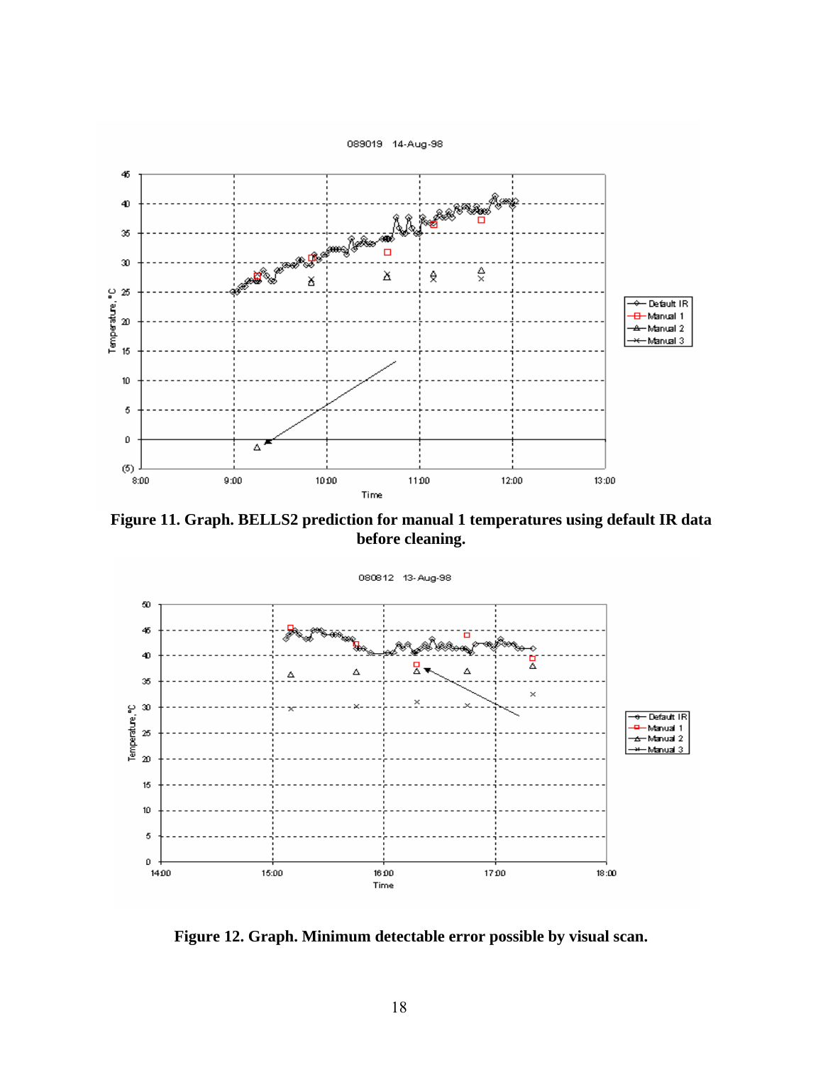**Figure 11. Graph. BELLS2 prediction for manual 1 temperatures using default IR data before cleaning.**

**Figure 12. Graph. Minimum detectable error possible by visual scan.**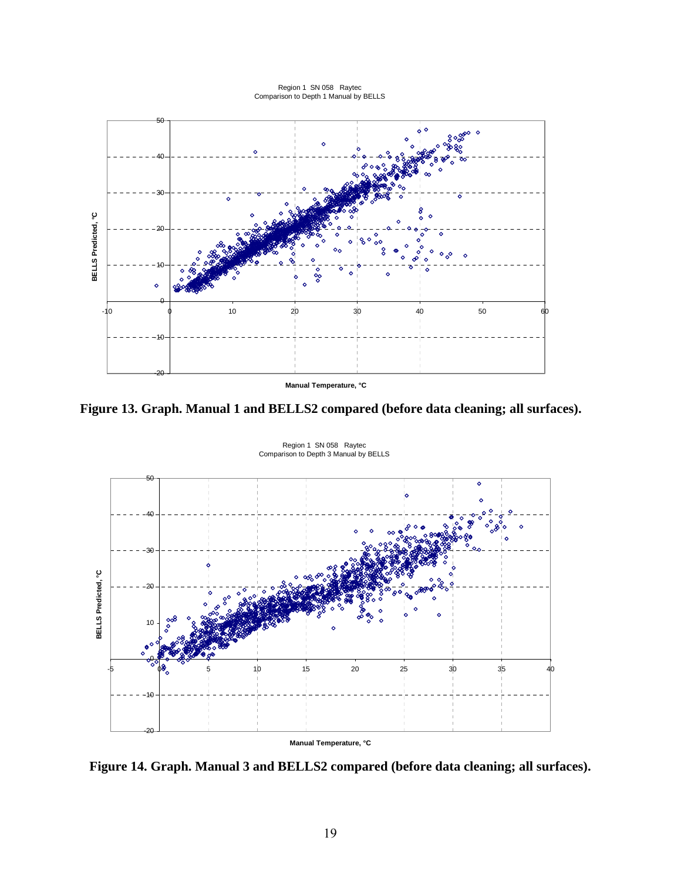Region 1 SN 058 Raytec
Comparison to Depth 1 Manual by BELLS

BELLS Predicted, °C

Manual Temperature, °C

**Figure 13. Graph. Manual 1 and BELLS2 compared (before data cleaning; all surfaces).**

Region 1 SN 058 Raytec
Comparison to Depth 3 Manual by BELLS

BELLS Predicted, °C

Manual Temperature, °C

**Figure 14. Graph. Manual 3 and BELLS2 compared (before data cleaning; all surfaces).**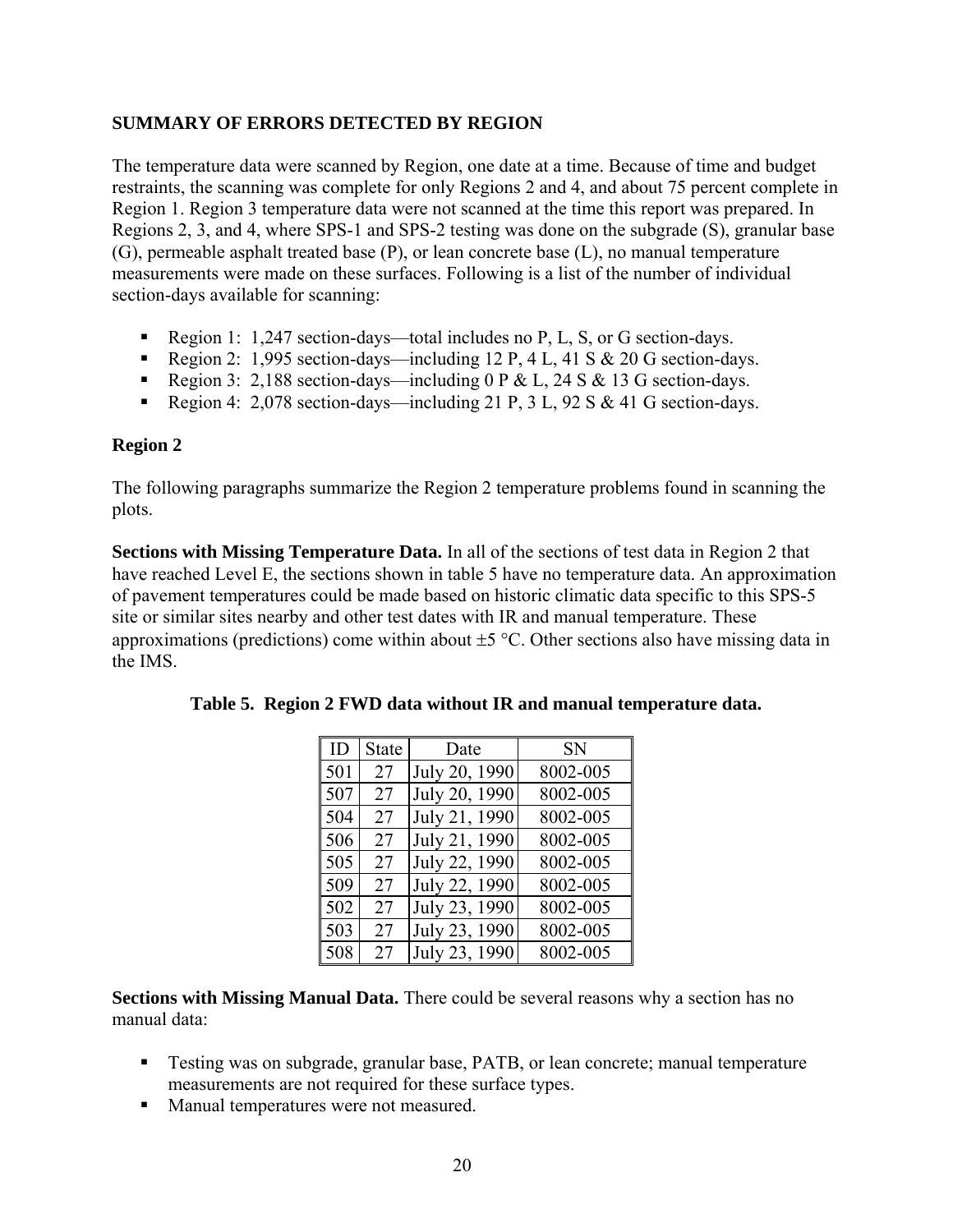## SUMMARY OF ERRORS DETECTED BY REGION

The temperature data were scanned by Region, one date at a time. Because of time and budget restraints, the scanning was complete for only Regions 2 and 4, and about 75 percent complete in Region 1. Region 3 temperature data were not scanned at the time this report was prepared. In Regions 2, 3, and 4, where SPS-1 and SPS-2 testing was done on the subgrade (S), granular base (G), permeable asphalt treated base (P), or lean concrete base (L), no manual temperature measurements were made on these surfaces. Following is a list of the number of individual section-days available for scanning:

- Region 1: 1,247 section-days—total includes no P, L, S, or G section-days.
- Region 2: 1,995 section-days—including 12 P, 4 L, 41 S & 20 G section-days.
- Region 3: 2,188 section-days—including 0 P & L, 24 S & 13 G section-days.
- Region 4: 2,078 section-days—including 21 P, 3 L, 92 S & 41 G section-days.

### Region 2

The following paragraphs summarize the Region 2 temperature problems found in scanning the plots.

**Sections with Missing Temperature Data.** In all of the sections of test data in Region 2 that have reached Level E, the sections shown in table 5 have no temperature data. An approximation of pavement temperatures could be made based on historic climatic data specific to this SPS-5 site or similar sites nearby and other test dates with IR and manual temperature. These approximations (predictions) come within about ±5 °C. Other sections also have missing data in the IMS.

**Table 5. Region 2 FWD data without IR and manual temperature data.**

| ID | State | Date | SN |
|---|---|---|---|
| 501 | 27 | July 20, 1990 | 8002-005 |
| 507 | 27 | July 20, 1990 | 8002-005 |
| 504 | 27 | July 21, 1990 | 8002-005 |
| 506 | 27 | July 21, 1990 | 8002-005 |
| 505 | 27 | July 22, 1990 | 8002-005 |
| 509 | 27 | July 22, 1990 | 8002-005 |
| 502 | 27 | July 23, 1990 | 8002-005 |
| 503 | 27 | July 23, 1990 | 8002-005 |
| 508 | 27 | July 23, 1990 | 8002-005 |

**Sections with Missing Manual Data.** There could be several reasons why a section has no manual data:

- Testing was on subgrade, granular base, PATB, or lean concrete; manual temperature measurements are not required for these surface types.
- Manual temperatures were not measured.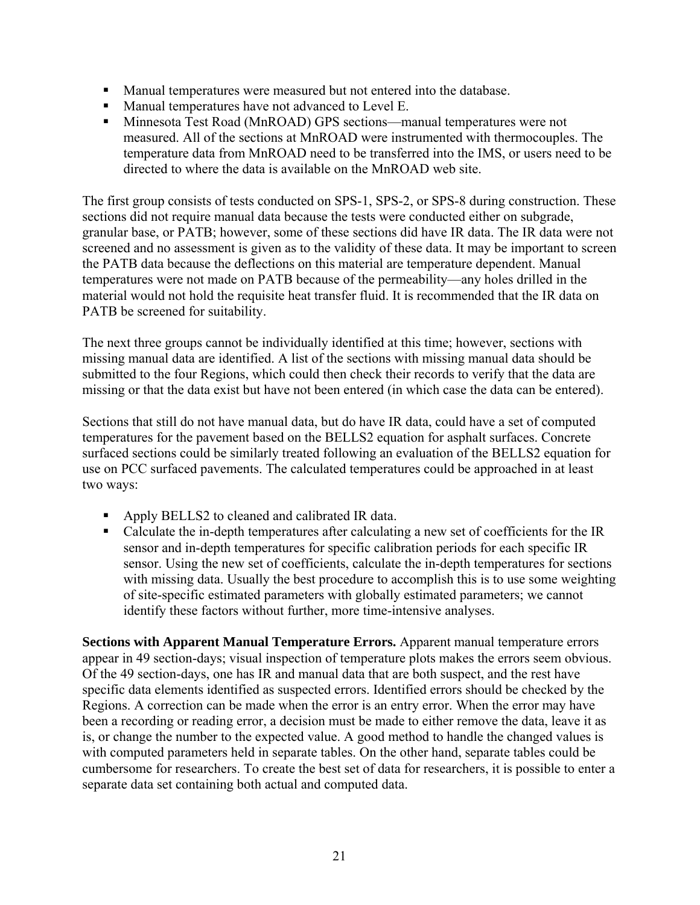- Manual temperatures were measured but not entered into the database.
- Manual temperatures have not advanced to Level E.
- Minnesota Test Road (MnROAD) GPS sections—manual temperatures were not measured. All of the sections at MnROAD were instrumented with thermocouples. The temperature data from MnROAD need to be transferred into the IMS, or users need to be directed to where the data is available on the MnROAD web site.

The first group consists of tests conducted on SPS-1, SPS-2, or SPS-8 during construction. These sections did not require manual data because the tests were conducted either on subgrade, granular base, or PATB; however, some of these sections did have IR data. The IR data were not screened and no assessment is given as to the validity of these data. It may be important to screen the PATB data because the deflections on this material are temperature dependent. Manual temperatures were not made on PATB because of the permeability—any holes drilled in the material would not hold the requisite heat transfer fluid. It is recommended that the IR data on PATB be screened for suitability.

The next three groups cannot be individually identified at this time; however, sections with missing manual data are identified. A list of the sections with missing manual data should be submitted to the four Regions, which could then check their records to verify that the data are missing or that the data exist but have not been entered (in which case the data can be entered).

Sections that still do not have manual data, but do have IR data, could have a set of computed temperatures for the pavement based on the BELLS2 equation for asphalt surfaces. Concrete surfaced sections could be similarly treated following an evaluation of the BELLS2 equation for use on PCC surfaced pavements. The calculated temperatures could be approached in at least two ways:

- Apply BELLS2 to cleaned and calibrated IR data.
- Calculate the in-depth temperatures after calculating a new set of coefficients for the IR sensor and in-depth temperatures for specific calibration periods for each specific IR sensor. Using the new set of coefficients, calculate the in-depth temperatures for sections with missing data. Usually the best procedure to accomplish this is to use some weighting of site-specific estimated parameters with globally estimated parameters; we cannot identify these factors without further, more time-intensive analyses.

**Sections with Apparent Manual Temperature Errors.** Apparent manual temperature errors appear in 49 section-days; visual inspection of temperature plots makes the errors seem obvious. Of the 49 section-days, one has IR and manual data that are both suspect, and the rest have specific data elements identified as suspected errors. Identified errors should be checked by the Regions. A correction can be made when the error is an entry error. When the error may have been a recording or reading error, a decision must be made to either remove the data, leave it as is, or change the number to the expected value. A good method to handle the changed values is with computed parameters held in separate tables. On the other hand, separate tables could be cumbersome for researchers. To create the best set of data for researchers, it is possible to enter a separate data set containing both actual and computed data.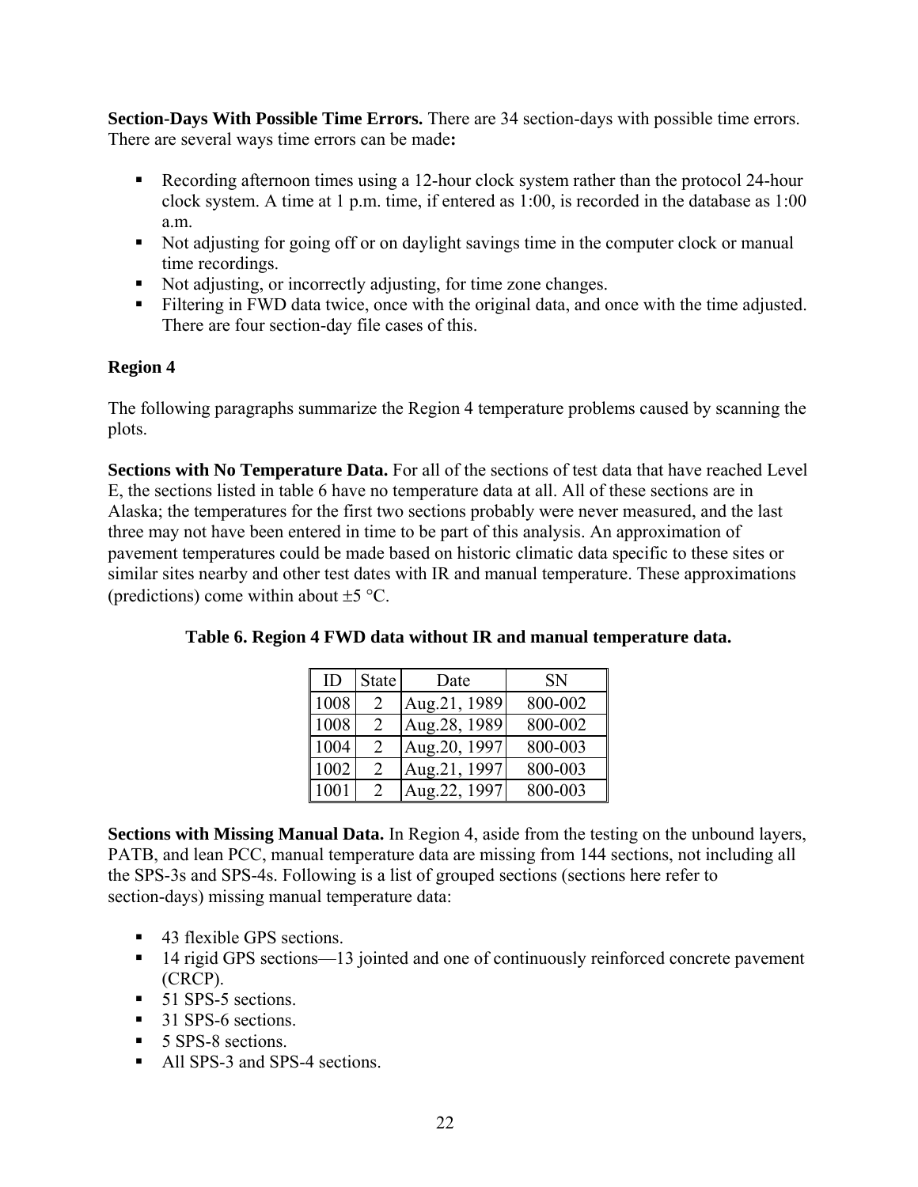**Section-Days With Possible Time Errors.** There are 34 section-days with possible time errors. There are several ways time errors can be made**:**

- Recording afternoon times using a 12-hour clock system rather than the protocol 24-hour clock system. A time at 1 p.m. time, if entered as 1:00, is recorded in the database as 1:00 a.m.
- Not adjusting for going off or on daylight savings time in the computer clock or manual time recordings.
- Not adjusting, or incorrectly adjusting, for time zone changes.
- Filtering in FWD data twice, once with the original data, and once with the time adjusted. There are four section-day file cases of this.

**Region 4**

The following paragraphs summarize the Region 4 temperature problems caused by scanning the plots.

**Sections with No Temperature Data.** For all of the sections of test data that have reached Level E, the sections listed in table 6 have no temperature data at all. All of these sections are in Alaska; the temperatures for the first two sections probably were never measured, and the last three may not have been entered in time to be part of this analysis. An approximation of pavement temperatures could be made based on historic climatic data specific to these sites or similar sites nearby and other test dates with IR and manual temperature. These approximations (predictions) come within about ±5 °C.

**Table 6. Region 4 FWD data without IR and manual temperature data.**

| ID | State | Date | SN |
|---|---|---|---|
| 1008 | 2 | Aug.21, 1989 | 800-002 |
| 1008 | 2 | Aug.28, 1989 | 800-002 |
| 1004 | 2 | Aug.20, 1997 | 800-003 |
| 1002 | 2 | Aug.21, 1997 | 800-003 |
| 1001 | 2 | Aug.22, 1997 | 800-003 |

**Sections with Missing Manual Data.** In Region 4, aside from the testing on the unbound layers, PATB, and lean PCC, manual temperature data are missing from 144 sections, not including all the SPS-3s and SPS-4s. Following is a list of grouped sections (sections here refer to section-days) missing manual temperature data:

- 43 flexible GPS sections.
- 14 rigid GPS sections—13 jointed and one of continuously reinforced concrete pavement (CRCP).
- 51 SPS-5 sections.
- 31 SPS-6 sections.
- 5 SPS-8 sections.
- All SPS-3 and SPS-4 sections.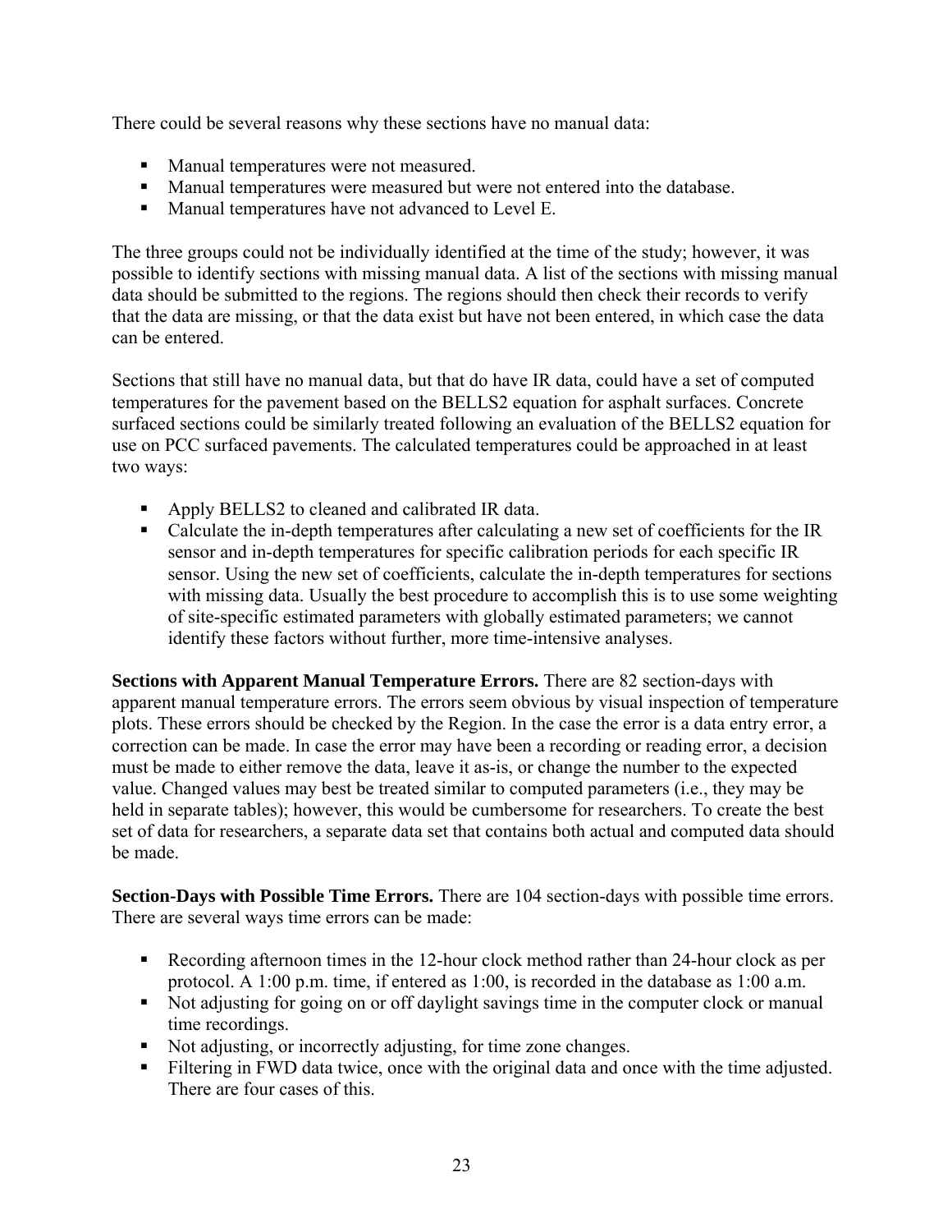There could be several reasons why these sections have no manual data:

- Manual temperatures were not measured.
- Manual temperatures were measured but were not entered into the database.
- Manual temperatures have not advanced to Level E.

The three groups could not be individually identified at the time of the study; however, it was possible to identify sections with missing manual data. A list of the sections with missing manual data should be submitted to the regions. The regions should then check their records to verify that the data are missing, or that the data exist but have not been entered, in which case the data can be entered.

Sections that still have no manual data, but that do have IR data, could have a set of computed temperatures for the pavement based on the BELLS2 equation for asphalt surfaces. Concrete surfaced sections could be similarly treated following an evaluation of the BELLS2 equation for use on PCC surfaced pavements. The calculated temperatures could be approached in at least two ways:

- Apply BELLS2 to cleaned and calibrated IR data.
- Calculate the in-depth temperatures after calculating a new set of coefficients for the IR sensor and in-depth temperatures for specific calibration periods for each specific IR sensor. Using the new set of coefficients, calculate the in-depth temperatures for sections with missing data. Usually the best procedure to accomplish this is to use some weighting of site-specific estimated parameters with globally estimated parameters; we cannot identify these factors without further, more time-intensive analyses.

**Sections with Apparent Manual Temperature Errors.** There are 82 section-days with apparent manual temperature errors. The errors seem obvious by visual inspection of temperature plots. These errors should be checked by the Region. In the case the error is a data entry error, a correction can be made. In case the error may have been a recording or reading error, a decision must be made to either remove the data, leave it as-is, or change the number to the expected value. Changed values may best be treated similar to computed parameters (i.e., they may be held in separate tables); however, this would be cumbersome for researchers. To create the best set of data for researchers, a separate data set that contains both actual and computed data should be made.

**Section-Days with Possible Time Errors.** There are 104 section-days with possible time errors. There are several ways time errors can be made:

- Recording afternoon times in the 12-hour clock method rather than 24-hour clock as per protocol. A 1:00 p.m. time, if entered as 1:00, is recorded in the database as 1:00 a.m.
- Not adjusting for going on or off daylight savings time in the computer clock or manual time recordings.
- Not adjusting, or incorrectly adjusting, for time zone changes.
- Filtering in FWD data twice, once with the original data and once with the time adjusted. There are four cases of this.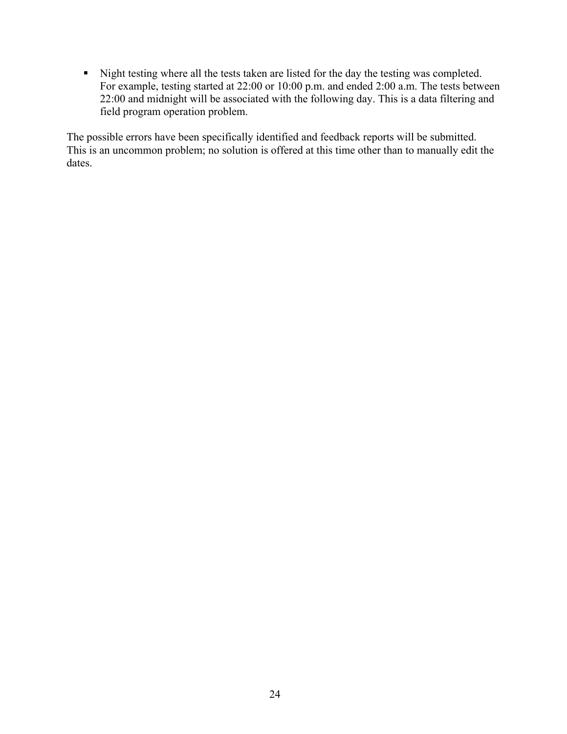- Night testing where all the tests taken are listed for the day the testing was completed. For example, testing started at 22:00 or 10:00 p.m. and ended 2:00 a.m. The tests between 22:00 and midnight will be associated with the following day. This is a data filtering and field program operation problem.

The possible errors have been specifically identified and feedback reports will be submitted. This is an uncommon problem; no solution is offered at this time other than to manually edit the dates.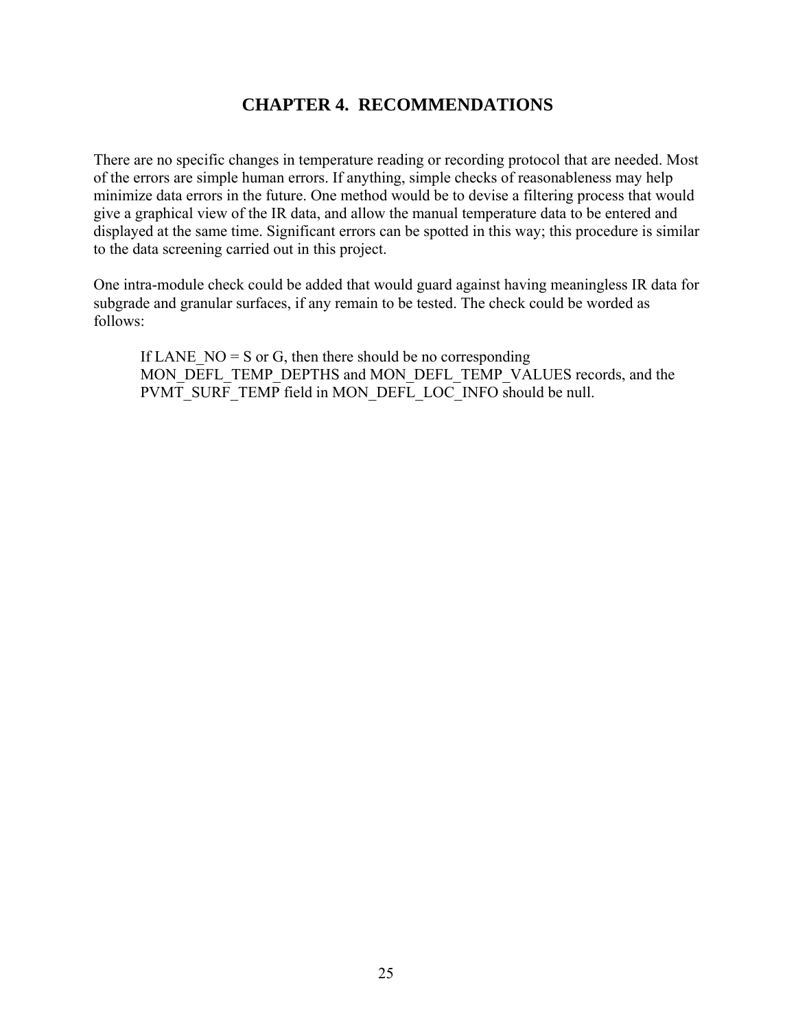# CHAPTER 4. RECOMMENDATIONS

There are no specific changes in temperature reading or recording protocol that are needed. Most of the errors are simple human errors. If anything, simple checks of reasonableness may help minimize data errors in the future. One method would be to devise a filtering process that would give a graphical view of the IR data, and allow the manual temperature data to be entered and displayed at the same time. Significant errors can be spotted in this way; this procedure is similar to the data screening carried out in this project.

One intra-module check could be added that would guard against having meaningless IR data for subgrade and granular surfaces, if any remain to be tested. The check could be worded as follows:

> If LANE_NO = S or G, then there should be no corresponding MON_DEFL_TEMP_DEPTHS and MON_DEFL_TEMP_VALUES records, and the PVMT_SURF_TEMP field in MON_DEFL_LOC_INFO should be null.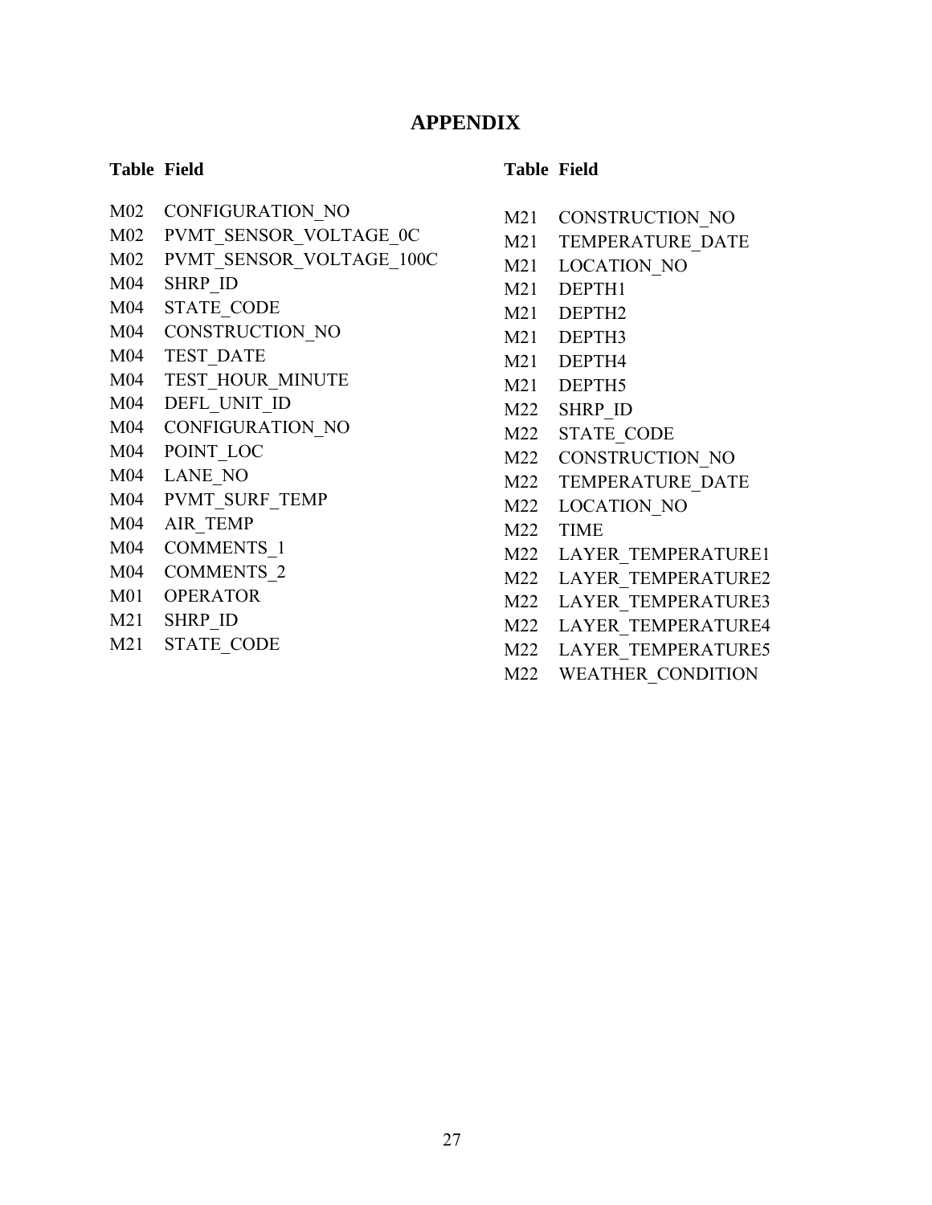# APPENDIX

| Table | Field |
|---|---|
| M02 | CONFIGURATION_NO |
| M02 | PVMT_SENSOR_VOLTAGE_0C |
| M02 | PVMT_SENSOR_VOLTAGE_100C |
| M04 | SHRP_ID |
| M04 | STATE_CODE |
| M04 | CONSTRUCTION_NO |
| M04 | TEST_DATE |
| M04 | TEST_HOUR_MINUTE |
| M04 | DEFL_UNIT_ID |
| M04 | CONFIGURATION_NO |
| M04 | POINT_LOC |
| M04 | LANE_NO |
| M04 | PVMT_SURF_TEMP |
| M04 | AIR_TEMP |
| M04 | COMMENTS_1 |
| M04 | COMMENTS_2 |
| M01 | OPERATOR |
| M21 | SHRP_ID |
| M21 | STATE_CODE |

| Table | Field |
|---|---|
| M21 | CONSTRUCTION_NO |
| M21 | TEMPERATURE_DATE |
| M21 | LOCATION_NO |
| M21 | DEPTH1 |
| M21 | DEPTH2 |
| M21 | DEPTH3 |
| M21 | DEPTH4 |
| M21 | DEPTH5 |
| M22 | SHRP_ID |
| M22 | STATE_CODE |
| M22 | CONSTRUCTION_NO |
| M22 | TEMPERATURE_DATE |
| M22 | LOCATION_NO |
| M22 | TIME |
| M22 | LAYER_TEMPERATURE1 |
| M22 | LAYER_TEMPERATURE2 |
| M22 | LAYER_TEMPERATURE3 |
| M22 | LAYER_TEMPERATURE4 |
| M22 | LAYER_TEMPERATURE5 |
| M22 | WEATHER_CONDITION |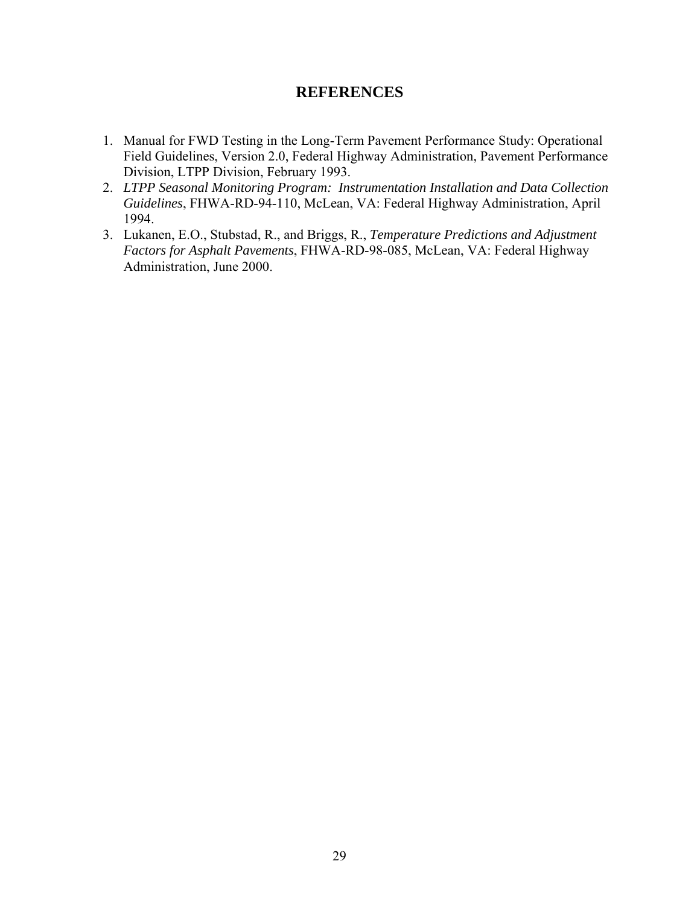# REFERENCES

1. Manual for FWD Testing in the Long-Term Pavement Performance Study: Operational Field Guidelines, Version 2.0, Federal Highway Administration, Pavement Performance Division, LTPP Division, February 1993.
2. *LTPP Seasonal Monitoring Program: Instrumentation Installation and Data Collection Guidelines*, FHWA-RD-94-110, McLean, VA: Federal Highway Administration, April 1994.
3. Lukanen, E.O., Stubstad, R., and Briggs, R., *Temperature Predictions and Adjustment Factors for Asphalt Pavements*, FHWA-RD-98-085, McLean, VA: Federal Highway Administration, June 2000.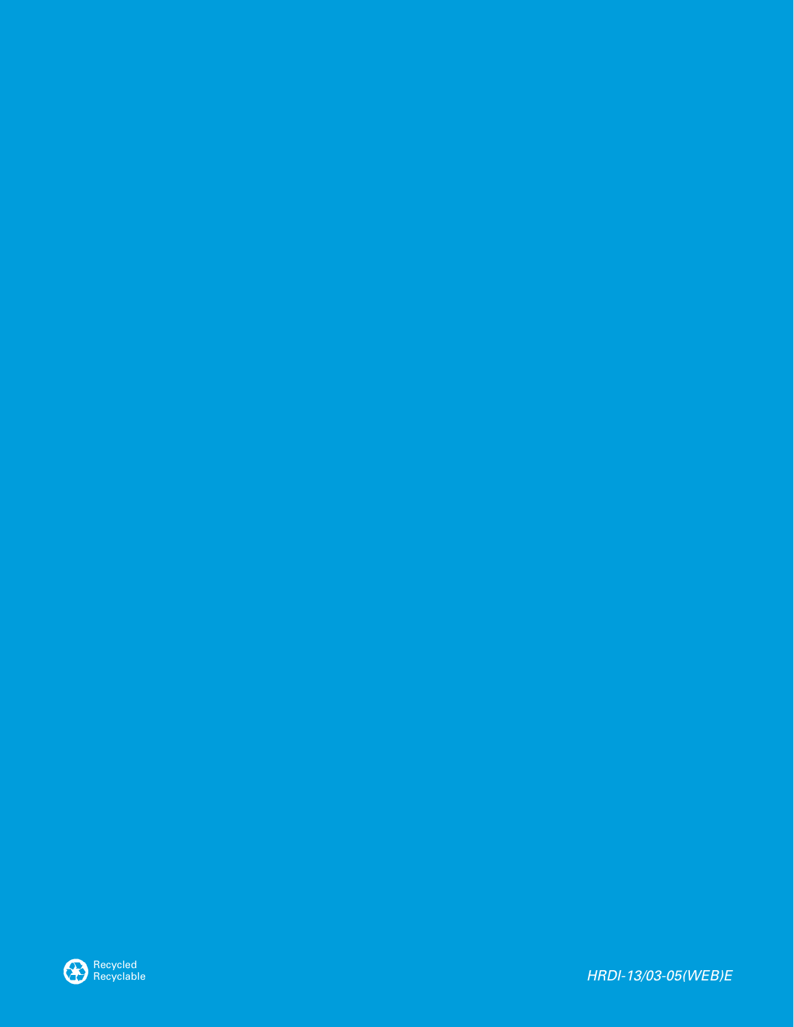Recycled
Recyclable

*HRDI-13/03-05(WEB)E*